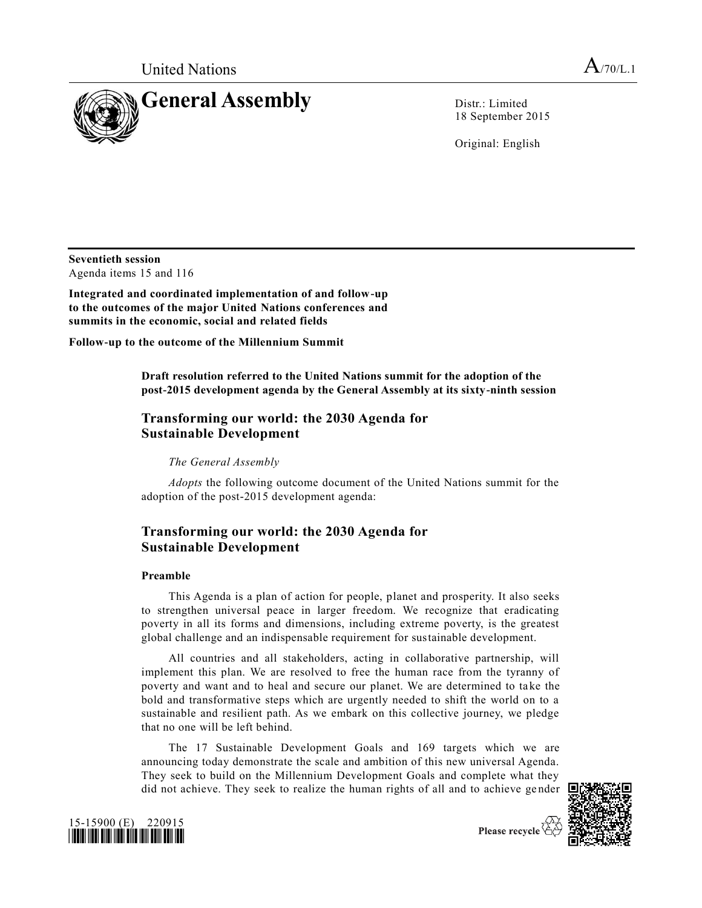United Nations

A/70/L.1

# General Assembly

Distr.: Limited
18 September 2015

Original: English

**Seventieth session**
Agenda items 15 and 116

**Integrated and coordinated implementation of and follow-up to the outcomes of the major United Nations conferences and summits in the economic, social and related fields**

**Follow-up to the outcome of the Millennium Summit**

**Draft resolution referred to the United Nations summit for the adoption of the post-2015 development agenda by the General Assembly at its sixty-ninth session**

## Transforming our world: the 2030 Agenda for Sustainable Development

*The General Assembly*

*Adopts* the following outcome document of the United Nations summit for the adoption of the post-2015 development agenda:

## Transforming our world: the 2030 Agenda for Sustainable Development

### Preamble

This Agenda is a plan of action for people, planet and prosperity. It also seeks to strengthen universal peace in larger freedom. We recognize that eradicating poverty in all its forms and dimensions, including extreme poverty, is the greatest global challenge and an indispensable requirement for sustainable development.

All countries and all stakeholders, acting in collaborative partnership, will implement this plan. We are resolved to free the human race from the tyranny of poverty and want and to heal and secure our planet. We are determined to take the bold and transformative steps which are urgently needed to shift the world on to a sustainable and resilient path. As we embark on this collective journey, we pledge that no one will be left behind.

The 17 Sustainable Development Goals and 169 targets which we are announcing today demonstrate the scale and ambition of this new universal Agenda. They seek to build on the Millennium Development Goals and complete what they did not achieve. They seek to realize the human rights of all and to achieve gender

15-15900 (E) 220915

Please recycle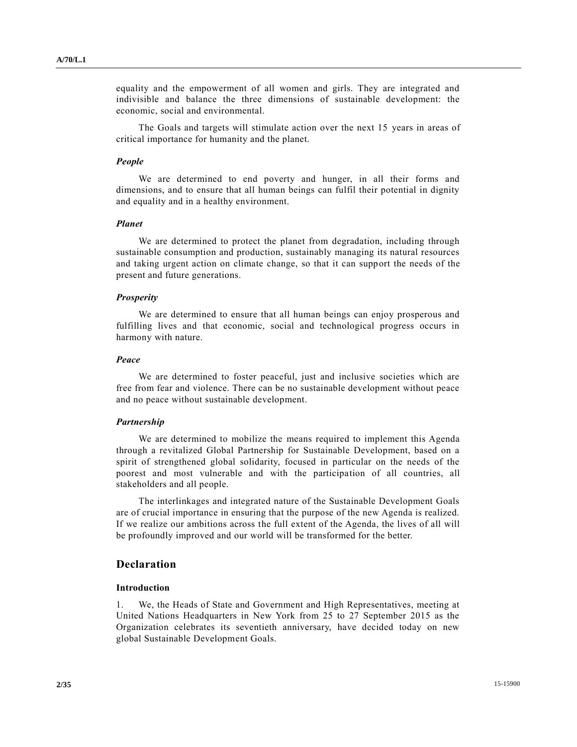equality and the empowerment of all women and girls. They are integrated and indivisible and balance the three dimensions of sustainable development: the economic, social and environmental.

The Goals and targets will stimulate action over the next 15 years in areas of critical importance for humanity and the planet.

***People***

We are determined to end poverty and hunger, in all their forms and dimensions, and to ensure that all human beings can fulfil their potential in dignity and equality and in a healthy environment.

***Planet***

We are determined to protect the planet from degradation, including through sustainable consumption and production, sustainably managing its natural resources and taking urgent action on climate change, so that it can support the needs of the present and future generations.

***Prosperity***

We are determined to ensure that all human beings can enjoy prosperous and fulfilling lives and that economic, social and technological progress occurs in harmony with nature.

***Peace***

We are determined to foster peaceful, just and inclusive societies which are free from fear and violence. There can be no sustainable development without peace and no peace without sustainable development.

***Partnership***

We are determined to mobilize the means required to implement this Agenda through a revitalized Global Partnership for Sustainable Development, based on a spirit of strengthened global solidarity, focused in particular on the needs of the poorest and most vulnerable and with the participation of all countries, all stakeholders and all people.

The interlinkages and integrated nature of the Sustainable Development Goals are of crucial importance in ensuring that the purpose of the new Agenda is realized. If we realize our ambitions across the full extent of the Agenda, the lives of all will be profoundly improved and our world will be transformed for the better.

## Declaration

### Introduction

1. We, the Heads of State and Government and High Representatives, meeting at United Nations Headquarters in New York from 25 to 27 September 2015 as the Organization celebrates its seventieth anniversary, have decided today on new global Sustainable Development Goals.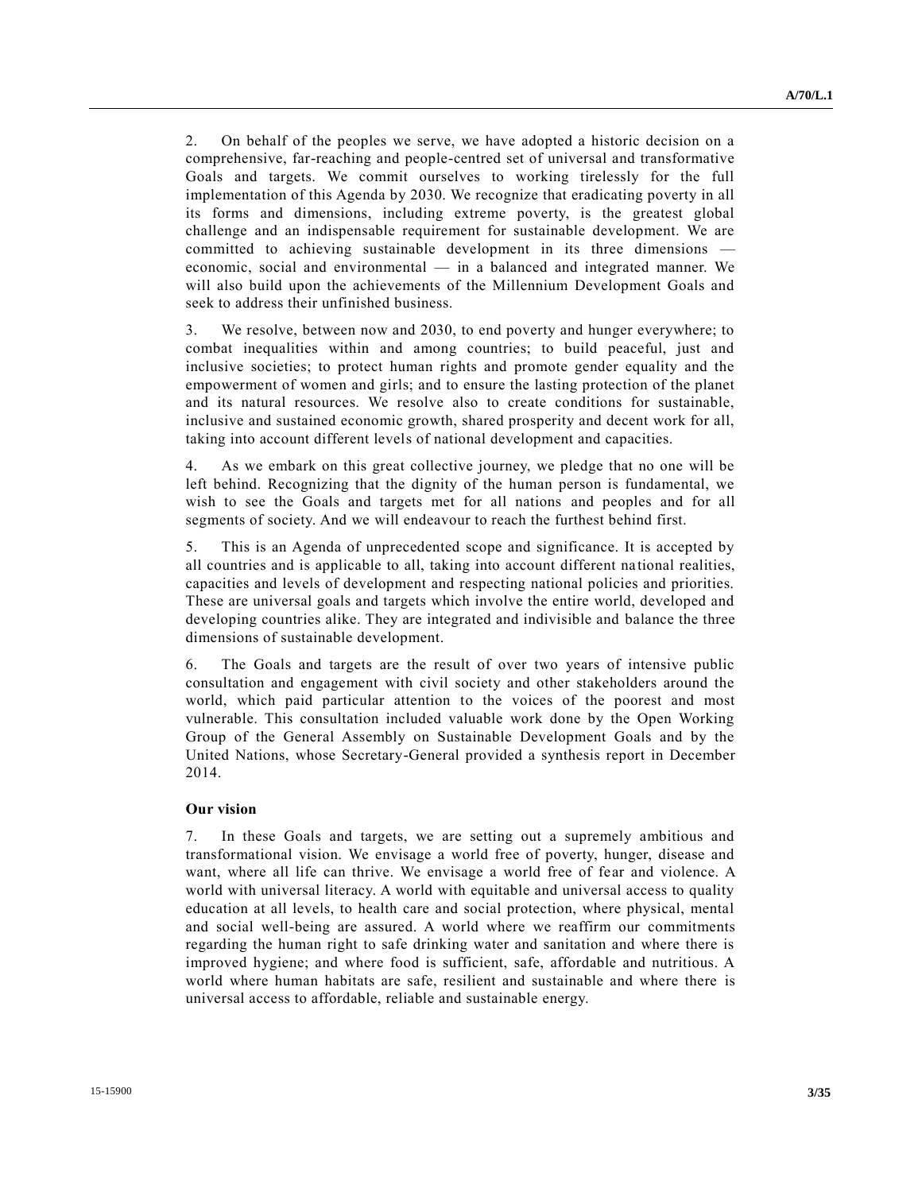2. On behalf of the peoples we serve, we have adopted a historic decision on a comprehensive, far-reaching and people-centred set of universal and transformative Goals and targets. We commit ourselves to working tirelessly for the full implementation of this Agenda by 2030. We recognize that eradicating poverty in all its forms and dimensions, including extreme poverty, is the greatest global challenge and an indispensable requirement for sustainable development. We are committed to achieving sustainable development in its three dimensions — economic, social and environmental — in a balanced and integrated manner. We will also build upon the achievements of the Millennium Development Goals and seek to address their unfinished business.

3. We resolve, between now and 2030, to end poverty and hunger everywhere; to combat inequalities within and among countries; to build peaceful, just and inclusive societies; to protect human rights and promote gender equality and the empowerment of women and girls; and to ensure the lasting protection of the planet and its natural resources. We resolve also to create conditions for sustainable, inclusive and sustained economic growth, shared prosperity and decent work for all, taking into account different levels of national development and capacities.

4. As we embark on this great collective journey, we pledge that no one will be left behind. Recognizing that the dignity of the human person is fundamental, we wish to see the Goals and targets met for all nations and peoples and for all segments of society. And we will endeavour to reach the furthest behind first.

5. This is an Agenda of unprecedented scope and significance. It is accepted by all countries and is applicable to all, taking into account different national realities, capacities and levels of development and respecting national policies and priorities. These are universal goals and targets which involve the entire world, developed and developing countries alike. They are integrated and indivisible and balance the three dimensions of sustainable development.

6. The Goals and targets are the result of over two years of intensive public consultation and engagement with civil society and other stakeholders around the world, which paid particular attention to the voices of the poorest and most vulnerable. This consultation included valuable work done by the Open Working Group of the General Assembly on Sustainable Development Goals and by the United Nations, whose Secretary-General provided a synthesis report in December 2014.

### Our vision

7. In these Goals and targets, we are setting out a supremely ambitious and transformational vision. We envisage a world free of poverty, hunger, disease and want, where all life can thrive. We envisage a world free of fear and violence. A world with universal literacy. A world with equitable and universal access to quality education at all levels, to health care and social protection, where physical, mental and social well-being are assured. A world where we reaffirm our commitments regarding the human right to safe drinking water and sanitation and where there is improved hygiene; and where food is sufficient, safe, affordable and nutritious. A world where human habitats are safe, resilient and sustainable and where there is universal access to affordable, reliable and sustainable energy.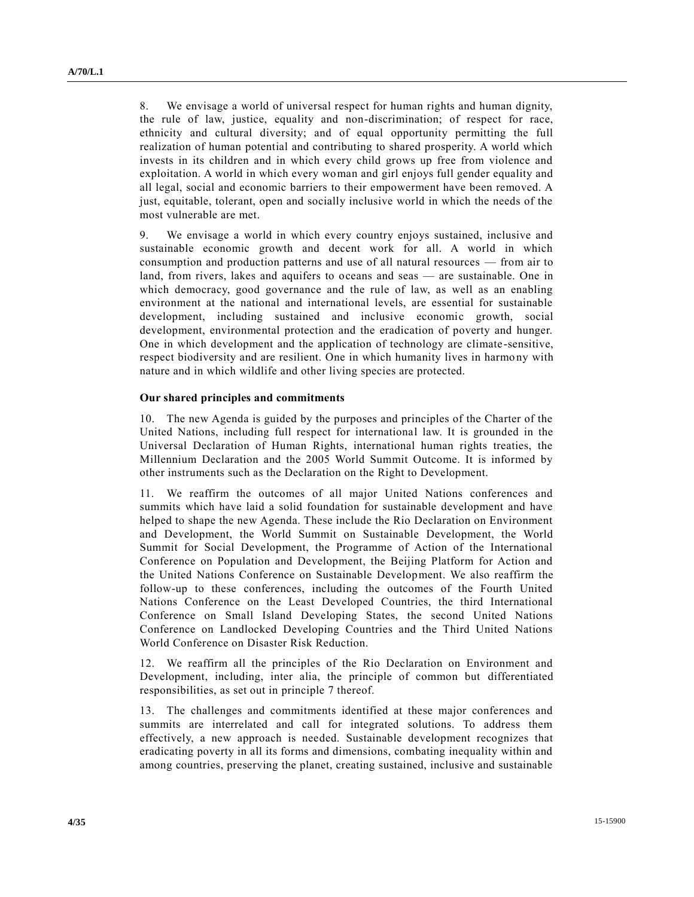8. We envisage a world of universal respect for human rights and human dignity, the rule of law, justice, equality and non-discrimination; of respect for race, ethnicity and cultural diversity; and of equal opportunity permitting the full realization of human potential and contributing to shared prosperity. A world which invests in its children and in which every child grows up free from violence and exploitation. A world in which every woman and girl enjoys full gender equality and all legal, social and economic barriers to their empowerment have been removed. A just, equitable, tolerant, open and socially inclusive world in which the needs of the most vulnerable are met.

9. We envisage a world in which every country enjoys sustained, inclusive and sustainable economic growth and decent work for all. A world in which consumption and production patterns and use of all natural resources — from air to land, from rivers, lakes and aquifers to oceans and seas — are sustainable. One in which democracy, good governance and the rule of law, as well as an enabling environment at the national and international levels, are essential for sustainable development, including sustained and inclusive economic growth, social development, environmental protection and the eradication of poverty and hunger. One in which development and the application of technology are climate-sensitive, respect biodiversity and are resilient. One in which humanity lives in harmony with nature and in which wildlife and other living species are protected.

### Our shared principles and commitments

10. The new Agenda is guided by the purposes and principles of the Charter of the United Nations, including full respect for international law. It is grounded in the Universal Declaration of Human Rights, international human rights treaties, the Millennium Declaration and the 2005 World Summit Outcome. It is informed by other instruments such as the Declaration on the Right to Development.

11. We reaffirm the outcomes of all major United Nations conferences and summits which have laid a solid foundation for sustainable development and have helped to shape the new Agenda. These include the Rio Declaration on Environment and Development, the World Summit on Sustainable Development, the World Summit for Social Development, the Programme of Action of the International Conference on Population and Development, the Beijing Platform for Action and the United Nations Conference on Sustainable Development. We also reaffirm the follow-up to these conferences, including the outcomes of the Fourth United Nations Conference on the Least Developed Countries, the third International Conference on Small Island Developing States, the second United Nations Conference on Landlocked Developing Countries and the Third United Nations World Conference on Disaster Risk Reduction.

12. We reaffirm all the principles of the Rio Declaration on Environment and Development, including, inter alia, the principle of common but differentiated responsibilities, as set out in principle 7 thereof.

13. The challenges and commitments identified at these major conferences and summits are interrelated and call for integrated solutions. To address them effectively, a new approach is needed. Sustainable development recognizes that eradicating poverty in all its forms and dimensions, combating inequality within and among countries, preserving the planet, creating sustained, inclusive and sustainable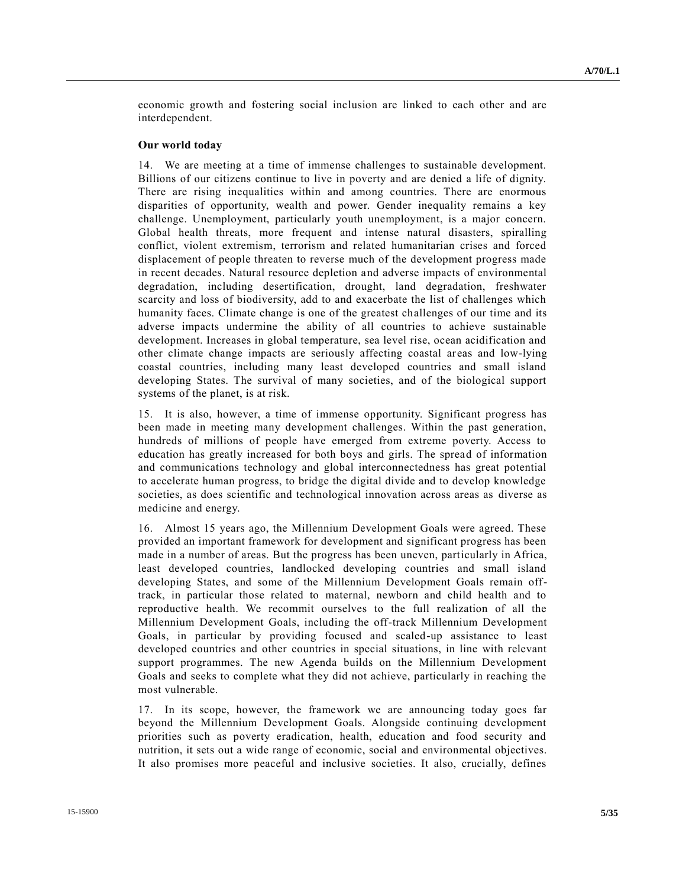economic growth and fostering social inclusion are linked to each other and are interdependent.

### Our world today

14. We are meeting at a time of immense challenges to sustainable development. Billions of our citizens continue to live in poverty and are denied a life of dignity. There are rising inequalities within and among countries. There are enormous disparities of opportunity, wealth and power. Gender inequality remains a key challenge. Unemployment, particularly youth unemployment, is a major concern. Global health threats, more frequent and intense natural disasters, spiralling conflict, violent extremism, terrorism and related humanitarian crises and forced displacement of people threaten to reverse much of the development progress made in recent decades. Natural resource depletion and adverse impacts of environmental degradation, including desertification, drought, land degradation, freshwater scarcity and loss of biodiversity, add to and exacerbate the list of challenges which humanity faces. Climate change is one of the greatest challenges of our time and its adverse impacts undermine the ability of all countries to achieve sustainable development. Increases in global temperature, sea level rise, ocean acidification and other climate change impacts are seriously affecting coastal areas and low-lying coastal countries, including many least developed countries and small island developing States. The survival of many societies, and of the biological support systems of the planet, is at risk.

15. It is also, however, a time of immense opportunity. Significant progress has been made in meeting many development challenges. Within the past generation, hundreds of millions of people have emerged from extreme poverty. Access to education has greatly increased for both boys and girls. The spread of information and communications technology and global interconnectedness has great potential to accelerate human progress, to bridge the digital divide and to develop knowledge societies, as does scientific and technological innovation across areas as diverse as medicine and energy.

16. Almost 15 years ago, the Millennium Development Goals were agreed. These provided an important framework for development and significant progress has been made in a number of areas. But the progress has been uneven, particularly in Africa, least developed countries, landlocked developing countries and small island developing States, and some of the Millennium Development Goals remain off-track, in particular those related to maternal, newborn and child health and to reproductive health. We recommit ourselves to the full realization of all the Millennium Development Goals, including the off-track Millennium Development Goals, in particular by providing focused and scaled-up assistance to least developed countries and other countries in special situations, in line with relevant support programmes. The new Agenda builds on the Millennium Development Goals and seeks to complete what they did not achieve, particularly in reaching the most vulnerable.

17. In its scope, however, the framework we are announcing today goes far beyond the Millennium Development Goals. Alongside continuing development priorities such as poverty eradication, health, education and food security and nutrition, it sets out a wide range of economic, social and environmental objectives. It also promises more peaceful and inclusive societies. It also, crucially, defines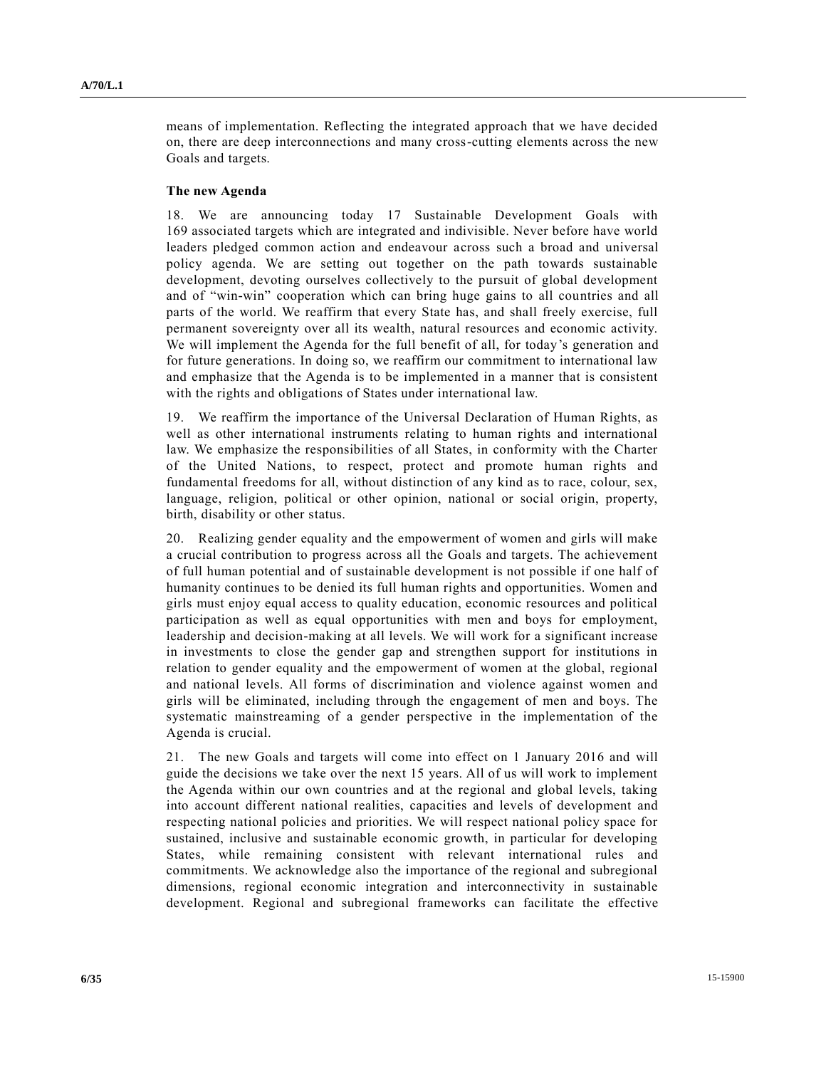means of implementation. Reflecting the integrated approach that we have decided on, there are deep interconnections and many cross-cutting elements across the new Goals and targets.

**The new Agenda**

18. We are announcing today 17 Sustainable Development Goals with 169 associated targets which are integrated and indivisible. Never before have world leaders pledged common action and endeavour across such a broad and universal policy agenda. We are setting out together on the path towards sustainable development, devoting ourselves collectively to the pursuit of global development and of "win-win" cooperation which can bring huge gains to all countries and all parts of the world. We reaffirm that every State has, and shall freely exercise, full permanent sovereignty over all its wealth, natural resources and economic activity. We will implement the Agenda for the full benefit of all, for today's generation and for future generations. In doing so, we reaffirm our commitment to international law and emphasize that the Agenda is to be implemented in a manner that is consistent with the rights and obligations of States under international law.

19. We reaffirm the importance of the Universal Declaration of Human Rights, as well as other international instruments relating to human rights and international law. We emphasize the responsibilities of all States, in conformity with the Charter of the United Nations, to respect, protect and promote human rights and fundamental freedoms for all, without distinction of any kind as to race, colour, sex, language, religion, political or other opinion, national or social origin, property, birth, disability or other status.

20. Realizing gender equality and the empowerment of women and girls will make a crucial contribution to progress across all the Goals and targets. The achievement of full human potential and of sustainable development is not possible if one half of humanity continues to be denied its full human rights and opportunities. Women and girls must enjoy equal access to quality education, economic resources and political participation as well as equal opportunities with men and boys for employment, leadership and decision-making at all levels. We will work for a significant increase in investments to close the gender gap and strengthen support for institutions in relation to gender equality and the empowerment of women at the global, regional and national levels. All forms of discrimination and violence against women and girls will be eliminated, including through the engagement of men and boys. The systematic mainstreaming of a gender perspective in the implementation of the Agenda is crucial.

21. The new Goals and targets will come into effect on 1 January 2016 and will guide the decisions we take over the next 15 years. All of us will work to implement the Agenda within our own countries and at the regional and global levels, taking into account different national realities, capacities and levels of development and respecting national policies and priorities. We will respect national policy space for sustained, inclusive and sustainable economic growth, in particular for developing States, while remaining consistent with relevant international rules and commitments. We acknowledge also the importance of the regional and subregional dimensions, regional economic integration and interconnectivity in sustainable development. Regional and subregional frameworks can facilitate the effective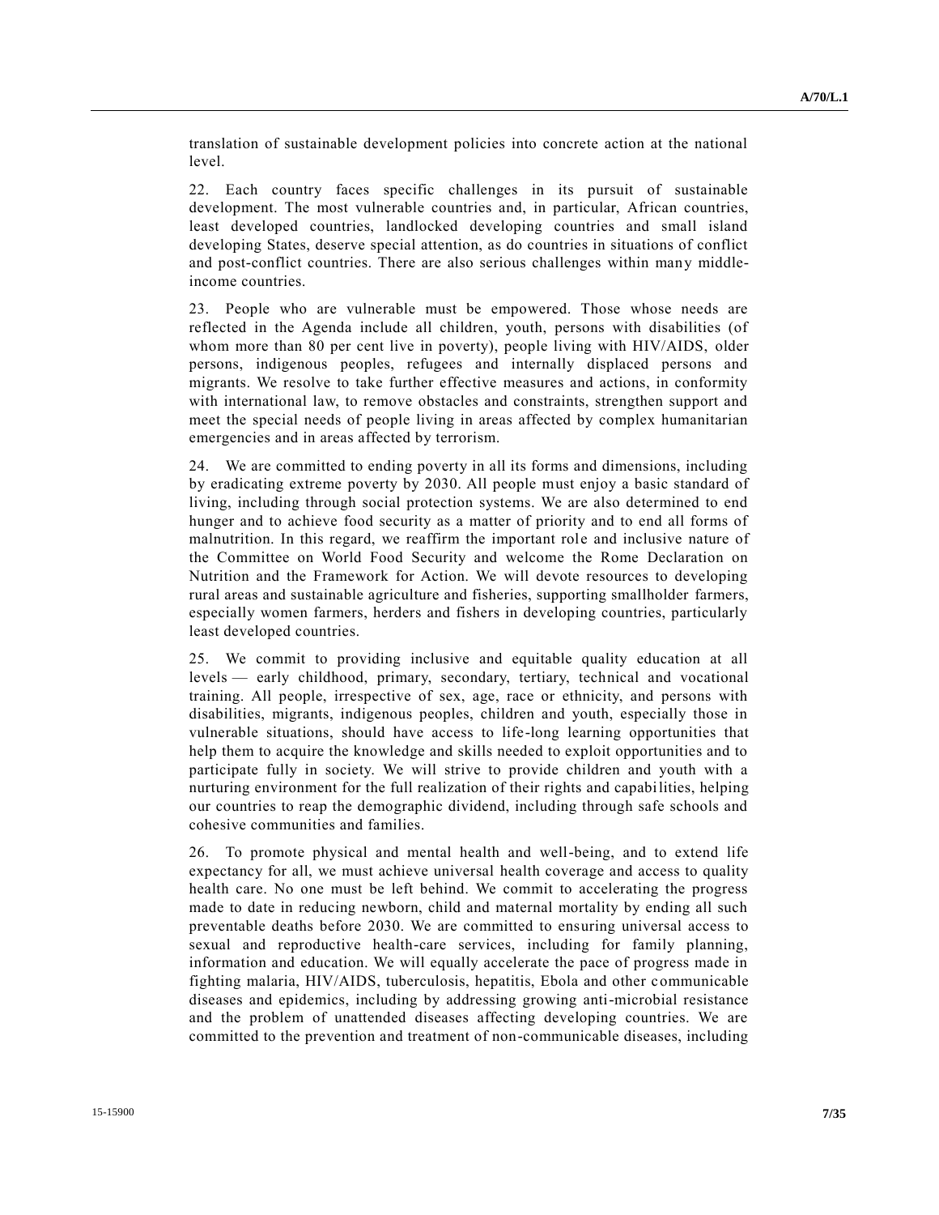translation of sustainable development policies into concrete action at the national level.

22. Each country faces specific challenges in its pursuit of sustainable development. The most vulnerable countries and, in particular, African countries, least developed countries, landlocked developing countries and small island developing States, deserve special attention, as do countries in situations of conflict and post-conflict countries. There are also serious challenges within many middle-income countries.

23. People who are vulnerable must be empowered. Those whose needs are reflected in the Agenda include all children, youth, persons with disabilities (of whom more than 80 per cent live in poverty), people living with HIV/AIDS, older persons, indigenous peoples, refugees and internally displaced persons and migrants. We resolve to take further effective measures and actions, in conformity with international law, to remove obstacles and constraints, strengthen support and meet the special needs of people living in areas affected by complex humanitarian emergencies and in areas affected by terrorism.

24. We are committed to ending poverty in all its forms and dimensions, including by eradicating extreme poverty by 2030. All people must enjoy a basic standard of living, including through social protection systems. We are also determined to end hunger and to achieve food security as a matter of priority and to end all forms of malnutrition. In this regard, we reaffirm the important role and inclusive nature of the Committee on World Food Security and welcome the Rome Declaration on Nutrition and the Framework for Action. We will devote resources to developing rural areas and sustainable agriculture and fisheries, supporting smallholder farmers, especially women farmers, herders and fishers in developing countries, particularly least developed countries.

25. We commit to providing inclusive and equitable quality education at all levels — early childhood, primary, secondary, tertiary, technical and vocational training. All people, irrespective of sex, age, race or ethnicity, and persons with disabilities, migrants, indigenous peoples, children and youth, especially those in vulnerable situations, should have access to life-long learning opportunities that help them to acquire the knowledge and skills needed to exploit opportunities and to participate fully in society. We will strive to provide children and youth with a nurturing environment for the full realization of their rights and capabilities, helping our countries to reap the demographic dividend, including through safe schools and cohesive communities and families.

26. To promote physical and mental health and well-being, and to extend life expectancy for all, we must achieve universal health coverage and access to quality health care. No one must be left behind. We commit to accelerating the progress made to date in reducing newborn, child and maternal mortality by ending all such preventable deaths before 2030. We are committed to ensuring universal access to sexual and reproductive health-care services, including for family planning, information and education. We will equally accelerate the pace of progress made in fighting malaria, HIV/AIDS, tuberculosis, hepatitis, Ebola and other communicable diseases and epidemics, including by addressing growing anti-microbial resistance and the problem of unattended diseases affecting developing countries. We are committed to the prevention and treatment of non-communicable diseases, including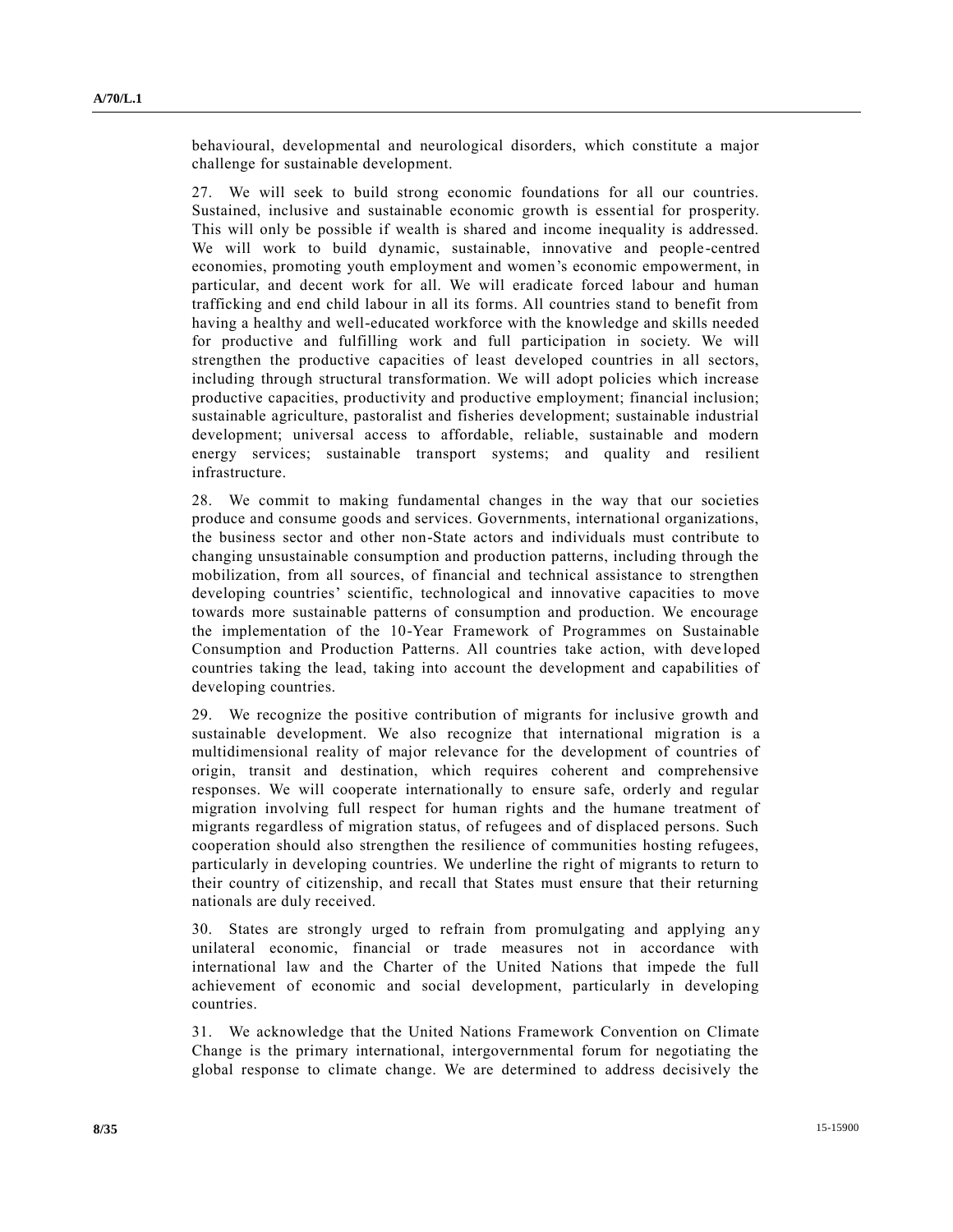behavioural, developmental and neurological disorders, which constitute a major challenge for sustainable development.

27. We will seek to build strong economic foundations for all our countries. Sustained, inclusive and sustainable economic growth is essential for prosperity. This will only be possible if wealth is shared and income inequality is addressed. We will work to build dynamic, sustainable, innovative and people-centred economies, promoting youth employment and women's economic empowerment, in particular, and decent work for all. We will eradicate forced labour and human trafficking and end child labour in all its forms. All countries stand to benefit from having a healthy and well-educated workforce with the knowledge and skills needed for productive and fulfilling work and full participation in society. We will strengthen the productive capacities of least developed countries in all sectors, including through structural transformation. We will adopt policies which increase productive capacities, productivity and productive employment; financial inclusion; sustainable agriculture, pastoralist and fisheries development; sustainable industrial development; universal access to affordable, reliable, sustainable and modern energy services; sustainable transport systems; and quality and resilient infrastructure.

28. We commit to making fundamental changes in the way that our societies produce and consume goods and services. Governments, international organizations, the business sector and other non-State actors and individuals must contribute to changing unsustainable consumption and production patterns, including through the mobilization, from all sources, of financial and technical assistance to strengthen developing countries' scientific, technological and innovative capacities to move towards more sustainable patterns of consumption and production. We encourage the implementation of the 10-Year Framework of Programmes on Sustainable Consumption and Production Patterns. All countries take action, with developed countries taking the lead, taking into account the development and capabilities of developing countries.

29. We recognize the positive contribution of migrants for inclusive growth and sustainable development. We also recognize that international migration is a multidimensional reality of major relevance for the development of countries of origin, transit and destination, which requires coherent and comprehensive responses. We will cooperate internationally to ensure safe, orderly and regular migration involving full respect for human rights and the humane treatment of migrants regardless of migration status, of refugees and of displaced persons. Such cooperation should also strengthen the resilience of communities hosting refugees, particularly in developing countries. We underline the right of migrants to return to their country of citizenship, and recall that States must ensure that their returning nationals are duly received.

30. States are strongly urged to refrain from promulgating and applying any unilateral economic, financial or trade measures not in accordance with international law and the Charter of the United Nations that impede the full achievement of economic and social development, particularly in developing countries.

31. We acknowledge that the United Nations Framework Convention on Climate Change is the primary international, intergovernmental forum for negotiating the global response to climate change. We are determined to address decisively the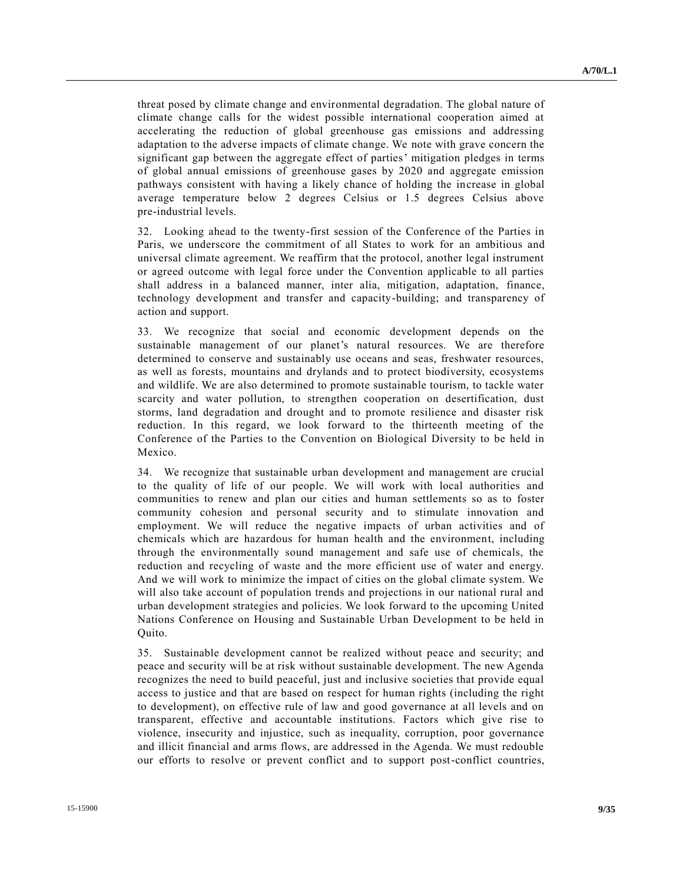threat posed by climate change and environmental degradation. The global nature of climate change calls for the widest possible international cooperation aimed at accelerating the reduction of global greenhouse gas emissions and addressing adaptation to the adverse impacts of climate change. We note with grave concern the significant gap between the aggregate effect of parties' mitigation pledges in terms of global annual emissions of greenhouse gases by 2020 and aggregate emission pathways consistent with having a likely chance of holding the increase in global average temperature below 2 degrees Celsius or 1.5 degrees Celsius above pre-industrial levels.

32. Looking ahead to the twenty-first session of the Conference of the Parties in Paris, we underscore the commitment of all States to work for an ambitious and universal climate agreement. We reaffirm that the protocol, another legal instrument or agreed outcome with legal force under the Convention applicable to all parties shall address in a balanced manner, inter alia, mitigation, adaptation, finance, technology development and transfer and capacity-building; and transparency of action and support.

33. We recognize that social and economic development depends on the sustainable management of our planet's natural resources. We are therefore determined to conserve and sustainably use oceans and seas, freshwater resources, as well as forests, mountains and drylands and to protect biodiversity, ecosystems and wildlife. We are also determined to promote sustainable tourism, to tackle water scarcity and water pollution, to strengthen cooperation on desertification, dust storms, land degradation and drought and to promote resilience and disaster risk reduction. In this regard, we look forward to the thirteenth meeting of the Conference of the Parties to the Convention on Biological Diversity to be held in Mexico.

34. We recognize that sustainable urban development and management are crucial to the quality of life of our people. We will work with local authorities and communities to renew and plan our cities and human settlements so as to foster community cohesion and personal security and to stimulate innovation and employment. We will reduce the negative impacts of urban activities and of chemicals which are hazardous for human health and the environment, including through the environmentally sound management and safe use of chemicals, the reduction and recycling of waste and the more efficient use of water and energy. And we will work to minimize the impact of cities on the global climate system. We will also take account of population trends and projections in our national rural and urban development strategies and policies. We look forward to the upcoming United Nations Conference on Housing and Sustainable Urban Development to be held in Quito.

35. Sustainable development cannot be realized without peace and security; and peace and security will be at risk without sustainable development. The new Agenda recognizes the need to build peaceful, just and inclusive societies that provide equal access to justice and that are based on respect for human rights (including the right to development), on effective rule of law and good governance at all levels and on transparent, effective and accountable institutions. Factors which give rise to violence, insecurity and injustice, such as inequality, corruption, poor governance and illicit financial and arms flows, are addressed in the Agenda. We must redouble our efforts to resolve or prevent conflict and to support post-conflict countries,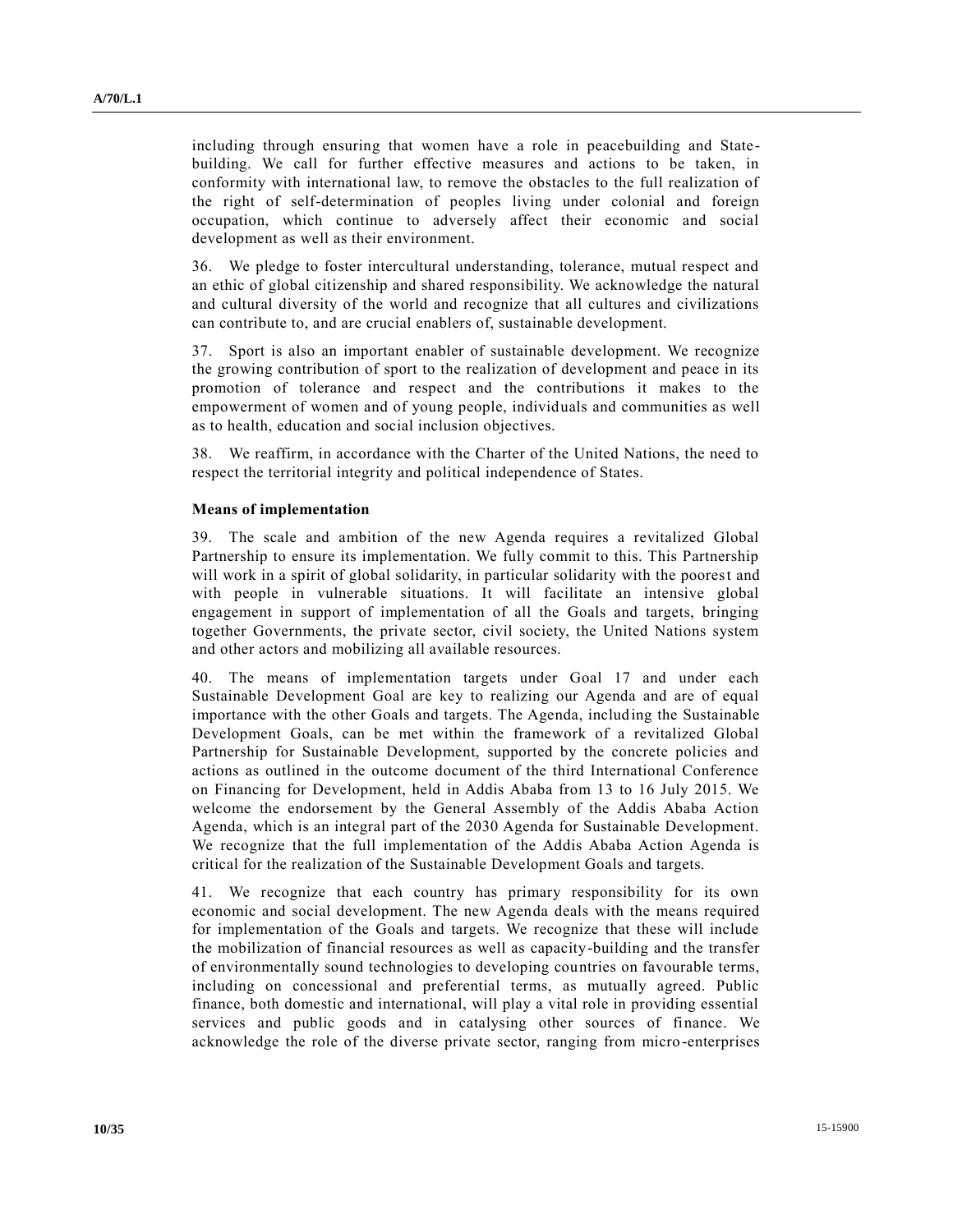including through ensuring that women have a role in peacebuilding and State-building. We call for further effective measures and actions to be taken, in conformity with international law, to remove the obstacles to the full realization of the right of self-determination of peoples living under colonial and foreign occupation, which continue to adversely affect their economic and social development as well as their environment.

36. We pledge to foster intercultural understanding, tolerance, mutual respect and an ethic of global citizenship and shared responsibility. We acknowledge the natural and cultural diversity of the world and recognize that all cultures and civilizations can contribute to, and are crucial enablers of, sustainable development.

37. Sport is also an important enabler of sustainable development. We recognize the growing contribution of sport to the realization of development and peace in its promotion of tolerance and respect and the contributions it makes to the empowerment of women and of young people, individuals and communities as well as to health, education and social inclusion objectives.

38. We reaffirm, in accordance with the Charter of the United Nations, the need to respect the territorial integrity and political independence of States.

**Means of implementation**

39. The scale and ambition of the new Agenda requires a revitalized Global Partnership to ensure its implementation. We fully commit to this. This Partnership will work in a spirit of global solidarity, in particular solidarity with the poorest and with people in vulnerable situations. It will facilitate an intensive global engagement in support of implementation of all the Goals and targets, bringing together Governments, the private sector, civil society, the United Nations system and other actors and mobilizing all available resources.

40. The means of implementation targets under Goal 17 and under each Sustainable Development Goal are key to realizing our Agenda and are of equal importance with the other Goals and targets. The Agenda, including the Sustainable Development Goals, can be met within the framework of a revitalized Global Partnership for Sustainable Development, supported by the concrete policies and actions as outlined in the outcome document of the third International Conference on Financing for Development, held in Addis Ababa from 13 to 16 July 2015. We welcome the endorsement by the General Assembly of the Addis Ababa Action Agenda, which is an integral part of the 2030 Agenda for Sustainable Development. We recognize that the full implementation of the Addis Ababa Action Agenda is critical for the realization of the Sustainable Development Goals and targets.

41. We recognize that each country has primary responsibility for its own economic and social development. The new Agenda deals with the means required for implementation of the Goals and targets. We recognize that these will include the mobilization of financial resources as well as capacity-building and the transfer of environmentally sound technologies to developing countries on favourable terms, including on concessional and preferential terms, as mutually agreed. Public finance, both domestic and international, will play a vital role in providing essential services and public goods and in catalysing other sources of finance. We acknowledge the role of the diverse private sector, ranging from micro-enterprises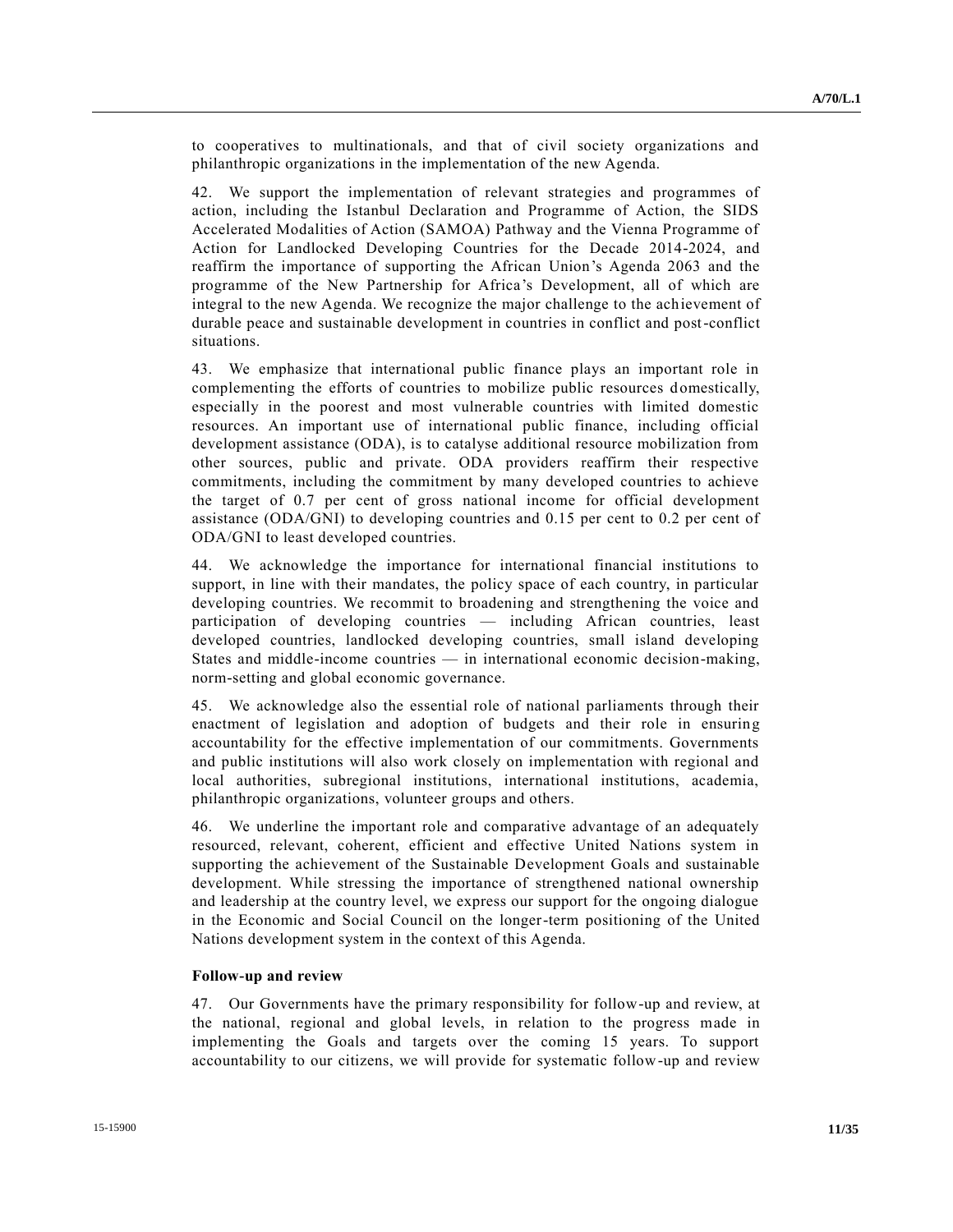to cooperatives to multinationals, and that of civil society organizations and philanthropic organizations in the implementation of the new Agenda.

42. We support the implementation of relevant strategies and programmes of action, including the Istanbul Declaration and Programme of Action, the SIDS Accelerated Modalities of Action (SAMOA) Pathway and the Vienna Programme of Action for Landlocked Developing Countries for the Decade 2014-2024, and reaffirm the importance of supporting the African Union's Agenda 2063 and the programme of the New Partnership for Africa's Development, all of which are integral to the new Agenda. We recognize the major challenge to the achievement of durable peace and sustainable development in countries in conflict and post-conflict situations.

43. We emphasize that international public finance plays an important role in complementing the efforts of countries to mobilize public resources domestically, especially in the poorest and most vulnerable countries with limited domestic resources. An important use of international public finance, including official development assistance (ODA), is to catalyse additional resource mobilization from other sources, public and private. ODA providers reaffirm their respective commitments, including the commitment by many developed countries to achieve the target of 0.7 per cent of gross national income for official development assistance (ODA/GNI) to developing countries and 0.15 per cent to 0.2 per cent of ODA/GNI to least developed countries.

44. We acknowledge the importance for international financial institutions to support, in line with their mandates, the policy space of each country, in particular developing countries. We recommit to broadening and strengthening the voice and participation of developing countries — including African countries, least developed countries, landlocked developing countries, small island developing States and middle-income countries — in international economic decision-making, norm-setting and global economic governance.

45. We acknowledge also the essential role of national parliaments through their enactment of legislation and adoption of budgets and their role in ensuring accountability for the effective implementation of our commitments. Governments and public institutions will also work closely on implementation with regional and local authorities, subregional institutions, international institutions, academia, philanthropic organizations, volunteer groups and others.

46. We underline the important role and comparative advantage of an adequately resourced, relevant, coherent, efficient and effective United Nations system in supporting the achievement of the Sustainable Development Goals and sustainable development. While stressing the importance of strengthened national ownership and leadership at the country level, we express our support for the ongoing dialogue in the Economic and Social Council on the longer-term positioning of the United Nations development system in the context of this Agenda.

**Follow-up and review**

47. Our Governments have the primary responsibility for follow-up and review, at the national, regional and global levels, in relation to the progress made in implementing the Goals and targets over the coming 15 years. To support accountability to our citizens, we will provide for systematic follow-up and review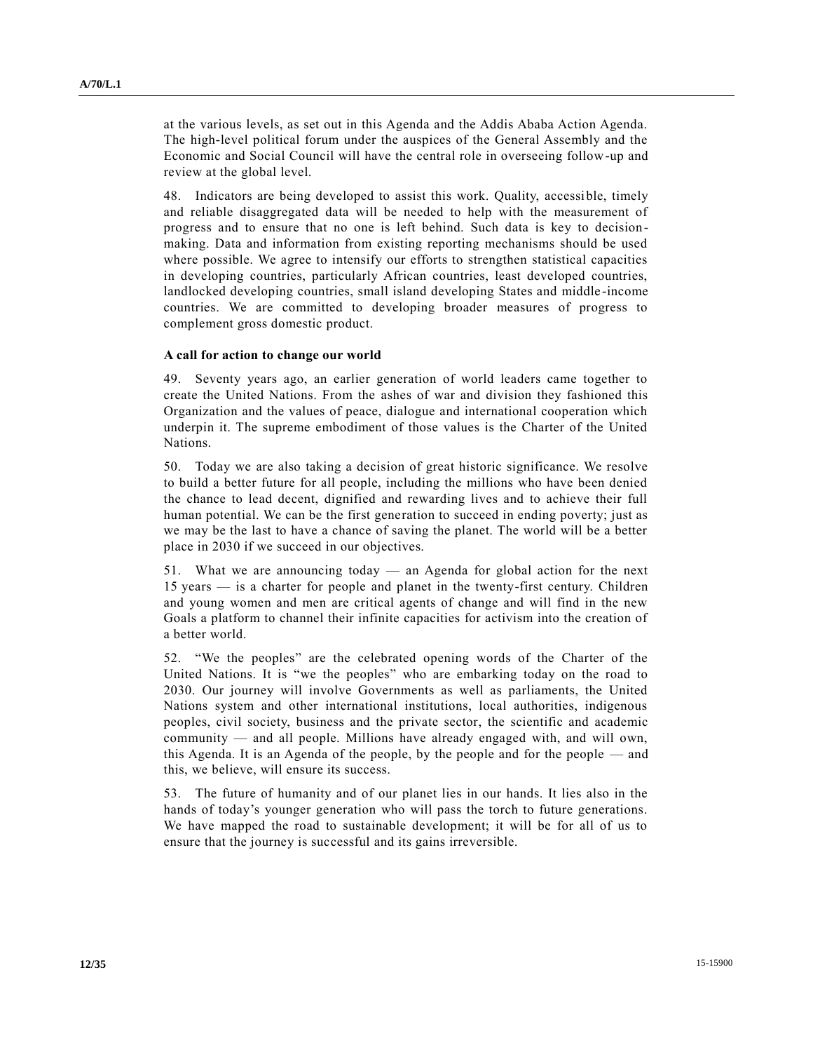at the various levels, as set out in this Agenda and the Addis Ababa Action Agenda. The high-level political forum under the auspices of the General Assembly and the Economic and Social Council will have the central role in overseeing follow-up and review at the global level.

48. Indicators are being developed to assist this work. Quality, accessible, timely and reliable disaggregated data will be needed to help with the measurement of progress and to ensure that no one is left behind. Such data is key to decision-making. Data and information from existing reporting mechanisms should be used where possible. We agree to intensify our efforts to strengthen statistical capacities in developing countries, particularly African countries, least developed countries, landlocked developing countries, small island developing States and middle-income countries. We are committed to developing broader measures of progress to complement gross domestic product.

**A call for action to change our world**

49. Seventy years ago, an earlier generation of world leaders came together to create the United Nations. From the ashes of war and division they fashioned this Organization and the values of peace, dialogue and international cooperation which underpin it. The supreme embodiment of those values is the Charter of the United Nations.

50. Today we are also taking a decision of great historic significance. We resolve to build a better future for all people, including the millions who have been denied the chance to lead decent, dignified and rewarding lives and to achieve their full human potential. We can be the first generation to succeed in ending poverty; just as we may be the last to have a chance of saving the planet. The world will be a better place in 2030 if we succeed in our objectives.

51. What we are announcing today — an Agenda for global action for the next 15 years — is a charter for people and planet in the twenty-first century. Children and young women and men are critical agents of change and will find in the new Goals a platform to channel their infinite capacities for activism into the creation of a better world.

52. "We the peoples" are the celebrated opening words of the Charter of the United Nations. It is "we the peoples" who are embarking today on the road to 2030. Our journey will involve Governments as well as parliaments, the United Nations system and other international institutions, local authorities, indigenous peoples, civil society, business and the private sector, the scientific and academic community — and all people. Millions have already engaged with, and will own, this Agenda. It is an Agenda of the people, by the people and for the people — and this, we believe, will ensure its success.

53. The future of humanity and of our planet lies in our hands. It lies also in the hands of today's younger generation who will pass the torch to future generations. We have mapped the road to sustainable development; it will be for all of us to ensure that the journey is successful and its gains irreversible.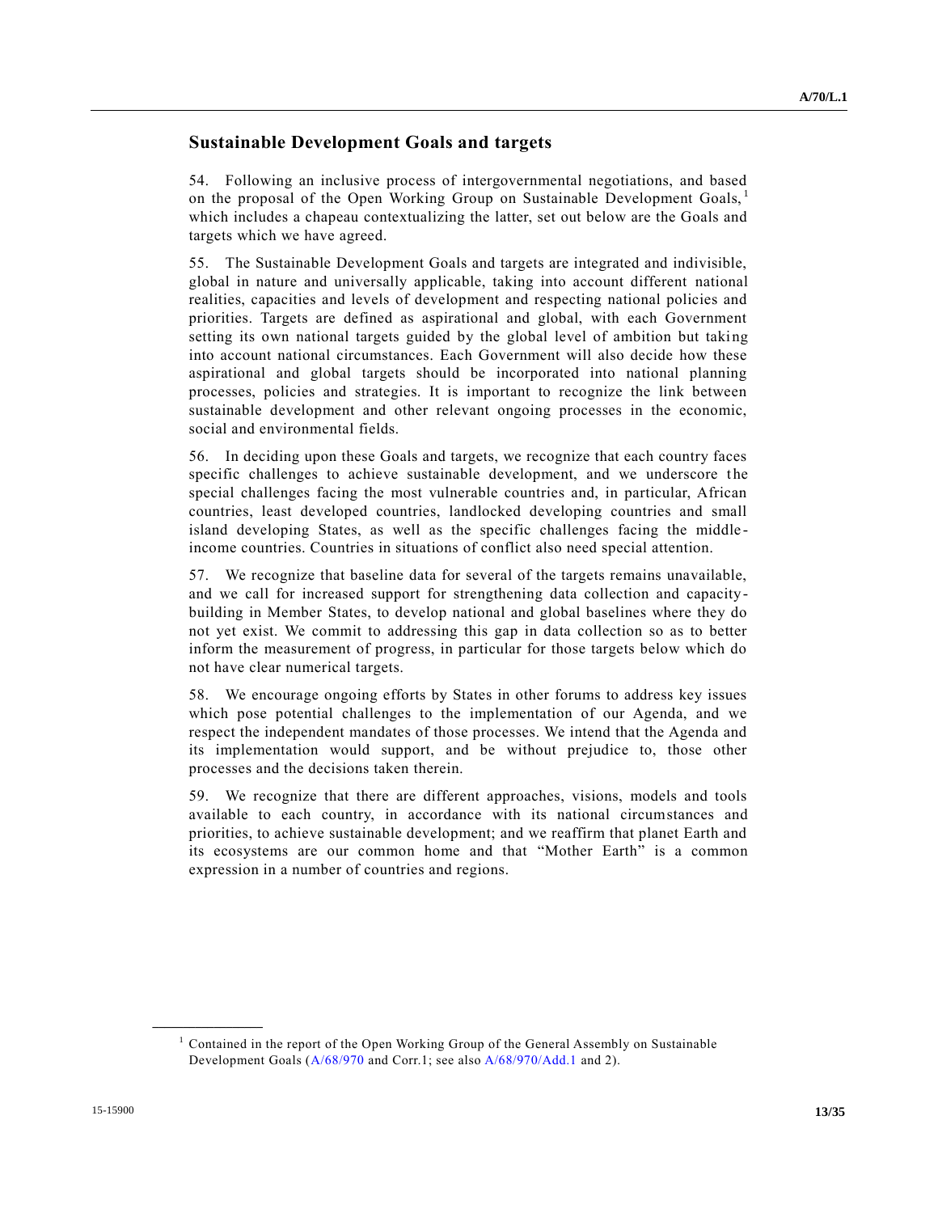## Sustainable Development Goals and targets

54. Following an inclusive process of intergovernmental negotiations, and based on the proposal of the Open Working Group on Sustainable Development Goals,[1] which includes a chapeau contextualizing the latter, set out below are the Goals and targets which we have agreed.

55. The Sustainable Development Goals and targets are integrated and indivisible, global in nature and universally applicable, taking into account different national realities, capacities and levels of development and respecting national policies and priorities. Targets are defined as aspirational and global, with each Government setting its own national targets guided by the global level of ambition but taking into account national circumstances. Each Government will also decide how these aspirational and global targets should be incorporated into national planning processes, policies and strategies. It is important to recognize the link between sustainable development and other relevant ongoing processes in the economic, social and environmental fields.

56. In deciding upon these Goals and targets, we recognize that each country faces specific challenges to achieve sustainable development, and we underscore the special challenges facing the most vulnerable countries and, in particular, African countries, least developed countries, landlocked developing countries and small island developing States, as well as the specific challenges facing the middle-income countries. Countries in situations of conflict also need special attention.

57. We recognize that baseline data for several of the targets remains unavailable, and we call for increased support for strengthening data collection and capacity-building in Member States, to develop national and global baselines where they do not yet exist. We commit to addressing this gap in data collection so as to better inform the measurement of progress, in particular for those targets below which do not have clear numerical targets.

58. We encourage ongoing efforts by States in other forums to address key issues which pose potential challenges to the implementation of our Agenda, and we respect the independent mandates of those processes. We intend that the Agenda and its implementation would support, and be without prejudice to, those other processes and the decisions taken therein.

59. We recognize that there are different approaches, visions, models and tools available to each country, in accordance with its national circumstances and priorities, to achieve sustainable development; and we reaffirm that planet Earth and its ecosystems are our common home and that "Mother Earth" is a common expression in a number of countries and regions.

---

[1] Contained in the report of the Open Working Group of the General Assembly on Sustainable Development Goals (A/68/970 and Corr.1; see also A/68/970/Add.1 and 2).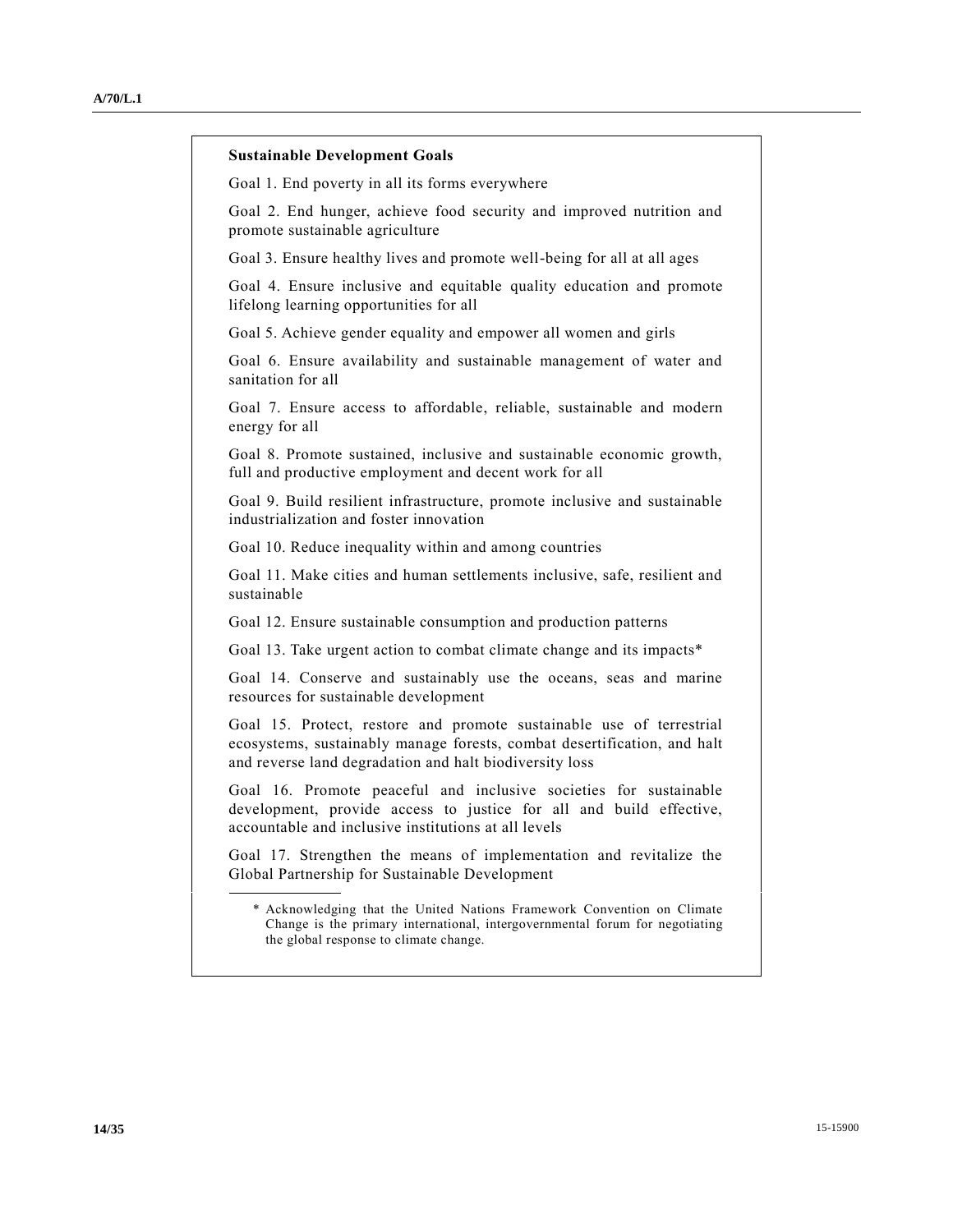**Sustainable Development Goals**

Goal 1. End poverty in all its forms everywhere

Goal 2. End hunger, achieve food security and improved nutrition and promote sustainable agriculture

Goal 3. Ensure healthy lives and promote well-being for all at all ages

Goal 4. Ensure inclusive and equitable quality education and promote lifelong learning opportunities for all

Goal 5. Achieve gender equality and empower all women and girls

Goal 6. Ensure availability and sustainable management of water and sanitation for all

Goal 7. Ensure access to affordable, reliable, sustainable and modern energy for all

Goal 8. Promote sustained, inclusive and sustainable economic growth, full and productive employment and decent work for all

Goal 9. Build resilient infrastructure, promote inclusive and sustainable industrialization and foster innovation

Goal 10. Reduce inequality within and among countries

Goal 11. Make cities and human settlements inclusive, safe, resilient and sustainable

Goal 12. Ensure sustainable consumption and production patterns

Goal 13. Take urgent action to combat climate change and its impacts*

Goal 14. Conserve and sustainably use the oceans, seas and marine resources for sustainable development

Goal 15. Protect, restore and promote sustainable use of terrestrial ecosystems, sustainably manage forests, combat desertification, and halt and reverse land degradation and halt biodiversity loss

Goal 16. Promote peaceful and inclusive societies for sustainable development, provide access to justice for all and build effective, accountable and inclusive institutions at all levels

Goal 17. Strengthen the means of implementation and revitalize the Global Partnership for Sustainable Development

---

* Acknowledging that the United Nations Framework Convention on Climate Change is the primary international, intergovernmental forum for negotiating the global response to climate change.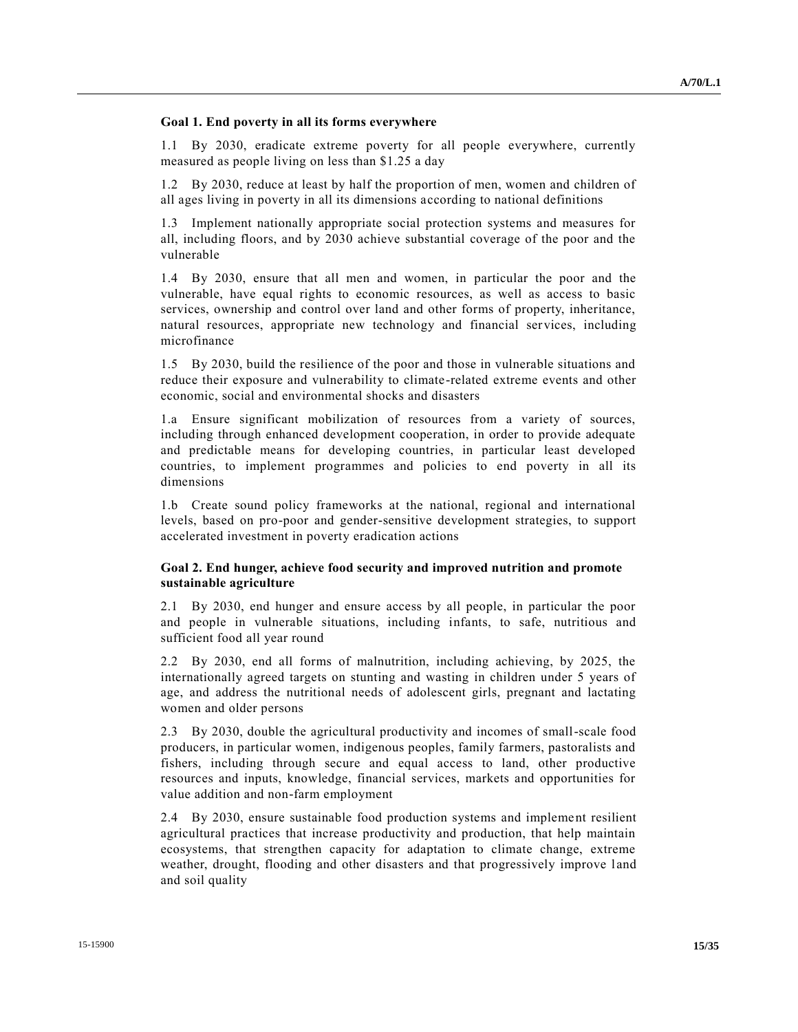### Goal 1. End poverty in all its forms everywhere

1.1 By 2030, eradicate extreme poverty for all people everywhere, currently measured as people living on less than $1.25 a day

1.2 By 2030, reduce at least by half the proportion of men, women and children of all ages living in poverty in all its dimensions according to national definitions

1.3 Implement nationally appropriate social protection systems and measures for all, including floors, and by 2030 achieve substantial coverage of the poor and the vulnerable

1.4 By 2030, ensure that all men and women, in particular the poor and the vulnerable, have equal rights to economic resources, as well as access to basic services, ownership and control over land and other forms of property, inheritance, natural resources, appropriate new technology and financial services, including microfinance

1.5 By 2030, build the resilience of the poor and those in vulnerable situations and reduce their exposure and vulnerability to climate-related extreme events and other economic, social and environmental shocks and disasters

1.a Ensure significant mobilization of resources from a variety of sources, including through enhanced development cooperation, in order to provide adequate and predictable means for developing countries, in particular least developed countries, to implement programmes and policies to end poverty in all its dimensions

1.b Create sound policy frameworks at the national, regional and international levels, based on pro-poor and gender-sensitive development strategies, to support accelerated investment in poverty eradication actions

### Goal 2. End hunger, achieve food security and improved nutrition and promote sustainable agriculture

2.1 By 2030, end hunger and ensure access by all people, in particular the poor and people in vulnerable situations, including infants, to safe, nutritious and sufficient food all year round

2.2 By 2030, end all forms of malnutrition, including achieving, by 2025, the internationally agreed targets on stunting and wasting in children under 5 years of age, and address the nutritional needs of adolescent girls, pregnant and lactating women and older persons

2.3 By 2030, double the agricultural productivity and incomes of small-scale food producers, in particular women, indigenous peoples, family farmers, pastoralists and fishers, including through secure and equal access to land, other productive resources and inputs, knowledge, financial services, markets and opportunities for value addition and non-farm employment

2.4 By 2030, ensure sustainable food production systems and implement resilient agricultural practices that increase productivity and production, that help maintain ecosystems, that strengthen capacity for adaptation to climate change, extreme weather, drought, flooding and other disasters and that progressively improve land and soil quality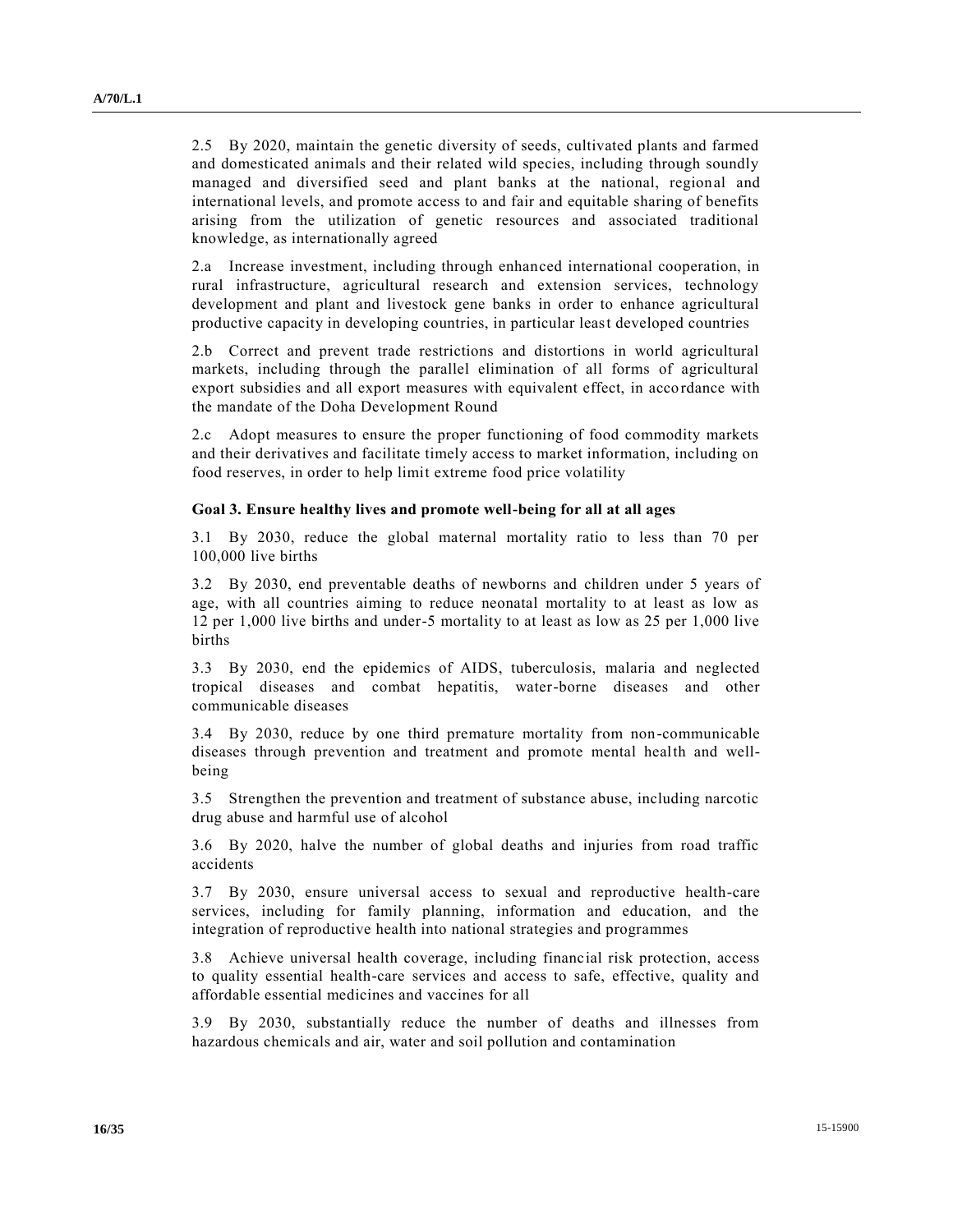2.5 By 2020, maintain the genetic diversity of seeds, cultivated plants and farmed and domesticated animals and their related wild species, including through soundly managed and diversified seed and plant banks at the national, regional and international levels, and promote access to and fair and equitable sharing of benefits arising from the utilization of genetic resources and associated traditional knowledge, as internationally agreed

2.a Increase investment, including through enhanced international cooperation, in rural infrastructure, agricultural research and extension services, technology development and plant and livestock gene banks in order to enhance agricultural productive capacity in developing countries, in particular least developed countries

2.b Correct and prevent trade restrictions and distortions in world agricultural markets, including through the parallel elimination of all forms of agricultural export subsidies and all export measures with equivalent effect, in accordance with the mandate of the Doha Development Round

2.c Adopt measures to ensure the proper functioning of food commodity markets and their derivatives and facilitate timely access to market information, including on food reserves, in order to help limit extreme food price volatility

**Goal 3. Ensure healthy lives and promote well-being for all at all ages**

3.1 By 2030, reduce the global maternal mortality ratio to less than 70 per 100,000 live births

3.2 By 2030, end preventable deaths of newborns and children under 5 years of age, with all countries aiming to reduce neonatal mortality to at least as low as 12 per 1,000 live births and under-5 mortality to at least as low as 25 per 1,000 live births

3.3 By 2030, end the epidemics of AIDS, tuberculosis, malaria and neglected tropical diseases and combat hepatitis, water-borne diseases and other communicable diseases

3.4 By 2030, reduce by one third premature mortality from non-communicable diseases through prevention and treatment and promote mental health and well-being

3.5 Strengthen the prevention and treatment of substance abuse, including narcotic drug abuse and harmful use of alcohol

3.6 By 2020, halve the number of global deaths and injuries from road traffic accidents

3.7 By 2030, ensure universal access to sexual and reproductive health-care services, including for family planning, information and education, and the integration of reproductive health into national strategies and programmes

3.8 Achieve universal health coverage, including financial risk protection, access to quality essential health-care services and access to safe, effective, quality and affordable essential medicines and vaccines for all

3.9 By 2030, substantially reduce the number of deaths and illnesses from hazardous chemicals and air, water and soil pollution and contamination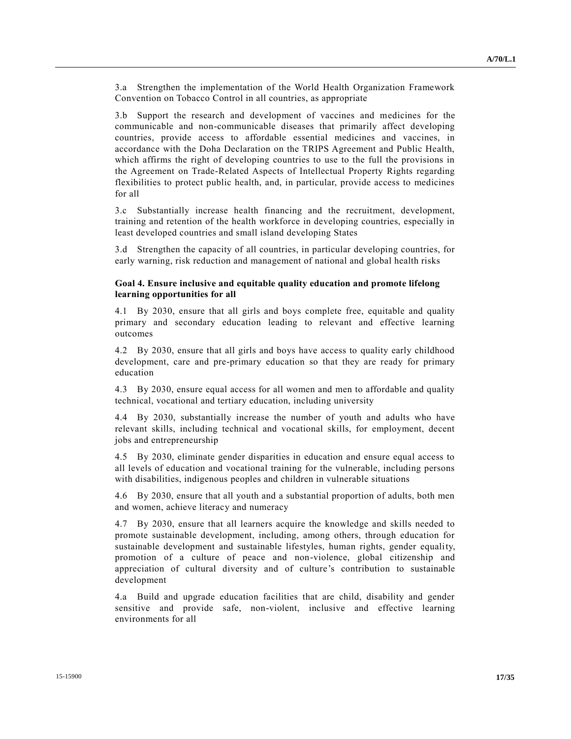3.a Strengthen the implementation of the World Health Organization Framework Convention on Tobacco Control in all countries, as appropriate

3.b Support the research and development of vaccines and medicines for the communicable and non-communicable diseases that primarily affect developing countries, provide access to affordable essential medicines and vaccines, in accordance with the Doha Declaration on the TRIPS Agreement and Public Health, which affirms the right of developing countries to use to the full the provisions in the Agreement on Trade-Related Aspects of Intellectual Property Rights regarding flexibilities to protect public health, and, in particular, provide access to medicines for all

3.c Substantially increase health financing and the recruitment, development, training and retention of the health workforce in developing countries, especially in least developed countries and small island developing States

3.d Strengthen the capacity of all countries, in particular developing countries, for early warning, risk reduction and management of national and global health risks

**Goal 4. Ensure inclusive and equitable quality education and promote lifelong learning opportunities for all**

4.1 By 2030, ensure that all girls and boys complete free, equitable and quality primary and secondary education leading to relevant and effective learning outcomes

4.2 By 2030, ensure that all girls and boys have access to quality early childhood development, care and pre-primary education so that they are ready for primary education

4.3 By 2030, ensure equal access for all women and men to affordable and quality technical, vocational and tertiary education, including university

4.4 By 2030, substantially increase the number of youth and adults who have relevant skills, including technical and vocational skills, for employment, decent jobs and entrepreneurship

4.5 By 2030, eliminate gender disparities in education and ensure equal access to all levels of education and vocational training for the vulnerable, including persons with disabilities, indigenous peoples and children in vulnerable situations

4.6 By 2030, ensure that all youth and a substantial proportion of adults, both men and women, achieve literacy and numeracy

4.7 By 2030, ensure that all learners acquire the knowledge and skills needed to promote sustainable development, including, among others, through education for sustainable development and sustainable lifestyles, human rights, gender equality, promotion of a culture of peace and non-violence, global citizenship and appreciation of cultural diversity and of culture's contribution to sustainable development

4.a Build and upgrade education facilities that are child, disability and gender sensitive and provide safe, non-violent, inclusive and effective learning environments for all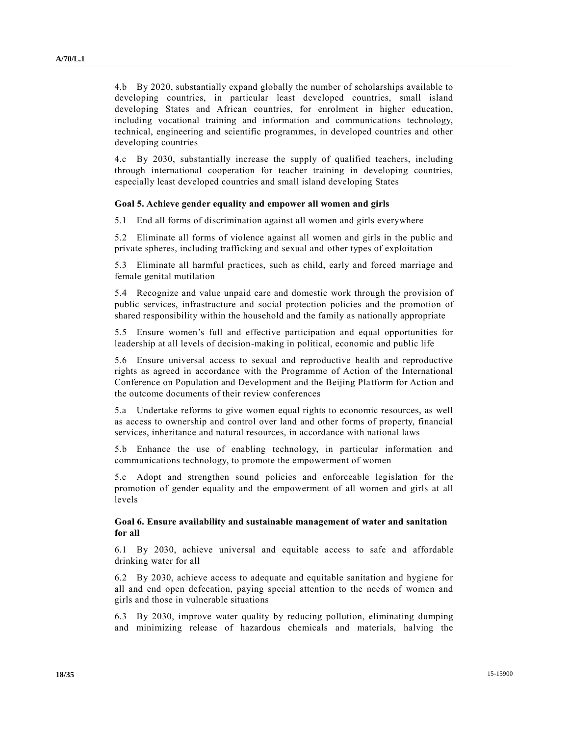4.b By 2020, substantially expand globally the number of scholarships available to developing countries, in particular least developed countries, small island developing States and African countries, for enrolment in higher education, including vocational training and information and communications technology, technical, engineering and scientific programmes, in developed countries and other developing countries

4.c By 2030, substantially increase the supply of qualified teachers, including through international cooperation for teacher training in developing countries, especially least developed countries and small island developing States

**Goal 5. Achieve gender equality and empower all women and girls**

5.1 End all forms of discrimination against all women and girls everywhere

5.2 Eliminate all forms of violence against all women and girls in the public and private spheres, including trafficking and sexual and other types of exploitation

5.3 Eliminate all harmful practices, such as child, early and forced marriage and female genital mutilation

5.4 Recognize and value unpaid care and domestic work through the provision of public services, infrastructure and social protection policies and the promotion of shared responsibility within the household and the family as nationally appropriate

5.5 Ensure women's full and effective participation and equal opportunities for leadership at all levels of decision-making in political, economic and public life

5.6 Ensure universal access to sexual and reproductive health and reproductive rights as agreed in accordance with the Programme of Action of the International Conference on Population and Development and the Beijing Platform for Action and the outcome documents of their review conferences

5.a Undertake reforms to give women equal rights to economic resources, as well as access to ownership and control over land and other forms of property, financial services, inheritance and natural resources, in accordance with national laws

5.b Enhance the use of enabling technology, in particular information and communications technology, to promote the empowerment of women

5.c Adopt and strengthen sound policies and enforceable legislation for the promotion of gender equality and the empowerment of all women and girls at all levels

**Goal 6. Ensure availability and sustainable management of water and sanitation for all**

6.1 By 2030, achieve universal and equitable access to safe and affordable drinking water for all

6.2 By 2030, achieve access to adequate and equitable sanitation and hygiene for all and end open defecation, paying special attention to the needs of women and girls and those in vulnerable situations

6.3 By 2030, improve water quality by reducing pollution, eliminating dumping and minimizing release of hazardous chemicals and materials, halving the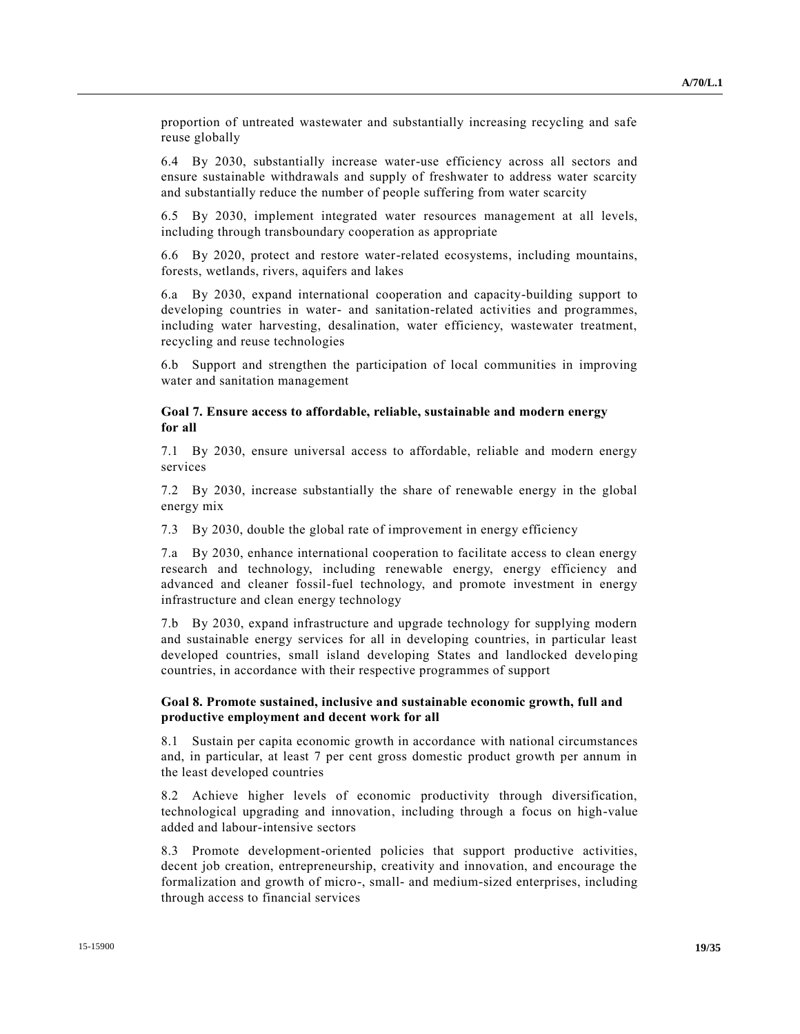proportion of untreated wastewater and substantially increasing recycling and safe reuse globally

6.4 By 2030, substantially increase water-use efficiency across all sectors and ensure sustainable withdrawals and supply of freshwater to address water scarcity and substantially reduce the number of people suffering from water scarcity

6.5 By 2030, implement integrated water resources management at all levels, including through transboundary cooperation as appropriate

6.6 By 2020, protect and restore water-related ecosystems, including mountains, forests, wetlands, rivers, aquifers and lakes

6.a By 2030, expand international cooperation and capacity-building support to developing countries in water- and sanitation-related activities and programmes, including water harvesting, desalination, water efficiency, wastewater treatment, recycling and reuse technologies

6.b Support and strengthen the participation of local communities in improving water and sanitation management

### Goal 7. Ensure access to affordable, reliable, sustainable and modern energy for all

7.1 By 2030, ensure universal access to affordable, reliable and modern energy services

7.2 By 2030, increase substantially the share of renewable energy in the global energy mix

7.3 By 2030, double the global rate of improvement in energy efficiency

7.a By 2030, enhance international cooperation to facilitate access to clean energy research and technology, including renewable energy, energy efficiency and advanced and cleaner fossil-fuel technology, and promote investment in energy infrastructure and clean energy technology

7.b By 2030, expand infrastructure and upgrade technology for supplying modern and sustainable energy services for all in developing countries, in particular least developed countries, small island developing States and landlocked developing countries, in accordance with their respective programmes of support

### Goal 8. Promote sustained, inclusive and sustainable economic growth, full and productive employment and decent work for all

8.1 Sustain per capita economic growth in accordance with national circumstances and, in particular, at least 7 per cent gross domestic product growth per annum in the least developed countries

8.2 Achieve higher levels of economic productivity through diversification, technological upgrading and innovation, including through a focus on high-value added and labour-intensive sectors

8.3 Promote development-oriented policies that support productive activities, decent job creation, entrepreneurship, creativity and innovation, and encourage the formalization and growth of micro-, small- and medium-sized enterprises, including through access to financial services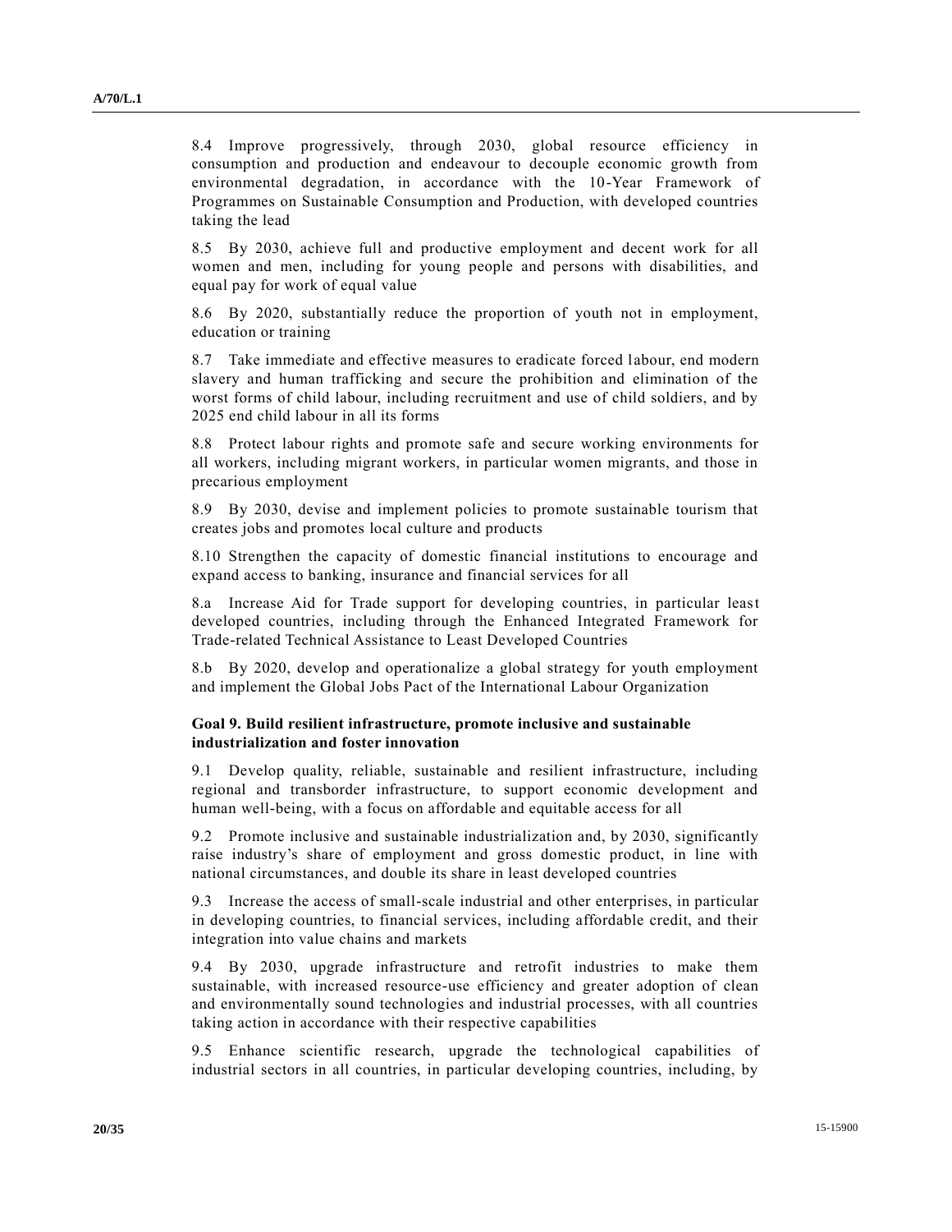8.4 Improve progressively, through 2030, global resource efficiency in consumption and production and endeavour to decouple economic growth from environmental degradation, in accordance with the 10-Year Framework of Programmes on Sustainable Consumption and Production, with developed countries taking the lead

8.5 By 2030, achieve full and productive employment and decent work for all women and men, including for young people and persons with disabilities, and equal pay for work of equal value

8.6 By 2020, substantially reduce the proportion of youth not in employment, education or training

8.7 Take immediate and effective measures to eradicate forced labour, end modern slavery and human trafficking and secure the prohibition and elimination of the worst forms of child labour, including recruitment and use of child soldiers, and by 2025 end child labour in all its forms

8.8 Protect labour rights and promote safe and secure working environments for all workers, including migrant workers, in particular women migrants, and those in precarious employment

8.9 By 2030, devise and implement policies to promote sustainable tourism that creates jobs and promotes local culture and products

8.10 Strengthen the capacity of domestic financial institutions to encourage and expand access to banking, insurance and financial services for all

8.a Increase Aid for Trade support for developing countries, in particular least developed countries, including through the Enhanced Integrated Framework for Trade-related Technical Assistance to Least Developed Countries

8.b By 2020, develop and operationalize a global strategy for youth employment and implement the Global Jobs Pact of the International Labour Organization

**Goal 9. Build resilient infrastructure, promote inclusive and sustainable industrialization and foster innovation**

9.1 Develop quality, reliable, sustainable and resilient infrastructure, including regional and transborder infrastructure, to support economic development and human well-being, with a focus on affordable and equitable access for all

9.2 Promote inclusive and sustainable industrialization and, by 2030, significantly raise industry's share of employment and gross domestic product, in line with national circumstances, and double its share in least developed countries

9.3 Increase the access of small-scale industrial and other enterprises, in particular in developing countries, to financial services, including affordable credit, and their integration into value chains and markets

9.4 By 2030, upgrade infrastructure and retrofit industries to make them sustainable, with increased resource-use efficiency and greater adoption of clean and environmentally sound technologies and industrial processes, with all countries taking action in accordance with their respective capabilities

9.5 Enhance scientific research, upgrade the technological capabilities of industrial sectors in all countries, in particular developing countries, including, by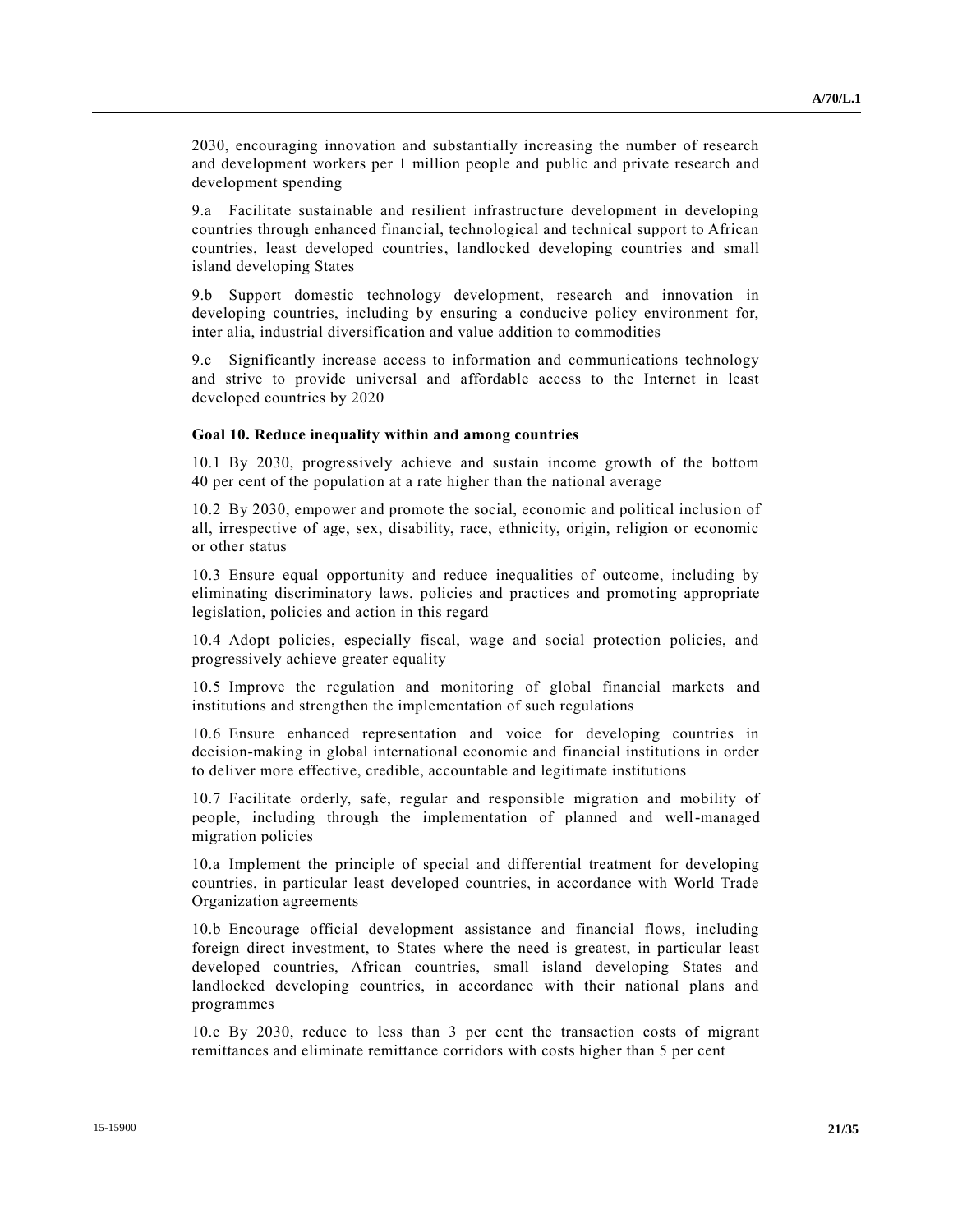2030, encouraging innovation and substantially increasing the number of research and development workers per 1 million people and public and private research and development spending

9.a Facilitate sustainable and resilient infrastructure development in developing countries through enhanced financial, technological and technical support to African countries, least developed countries, landlocked developing countries and small island developing States

9.b Support domestic technology development, research and innovation in developing countries, including by ensuring a conducive policy environment for, inter alia, industrial diversification and value addition to commodities

9.c Significantly increase access to information and communications technology and strive to provide universal and affordable access to the Internet in least developed countries by 2020

**Goal 10. Reduce inequality within and among countries**

10.1 By 2030, progressively achieve and sustain income growth of the bottom 40 per cent of the population at a rate higher than the national average

10.2 By 2030, empower and promote the social, economic and political inclusion of all, irrespective of age, sex, disability, race, ethnicity, origin, religion or economic or other status

10.3 Ensure equal opportunity and reduce inequalities of outcome, including by eliminating discriminatory laws, policies and practices and promoting appropriate legislation, policies and action in this regard

10.4 Adopt policies, especially fiscal, wage and social protection policies, and progressively achieve greater equality

10.5 Improve the regulation and monitoring of global financial markets and institutions and strengthen the implementation of such regulations

10.6 Ensure enhanced representation and voice for developing countries in decision-making in global international economic and financial institutions in order to deliver more effective, credible, accountable and legitimate institutions

10.7 Facilitate orderly, safe, regular and responsible migration and mobility of people, including through the implementation of planned and well-managed migration policies

10.a Implement the principle of special and differential treatment for developing countries, in particular least developed countries, in accordance with World Trade Organization agreements

10.b Encourage official development assistance and financial flows, including foreign direct investment, to States where the need is greatest, in particular least developed countries, African countries, small island developing States and landlocked developing countries, in accordance with their national plans and programmes

10.c By 2030, reduce to less than 3 per cent the transaction costs of migrant remittances and eliminate remittance corridors with costs higher than 5 per cent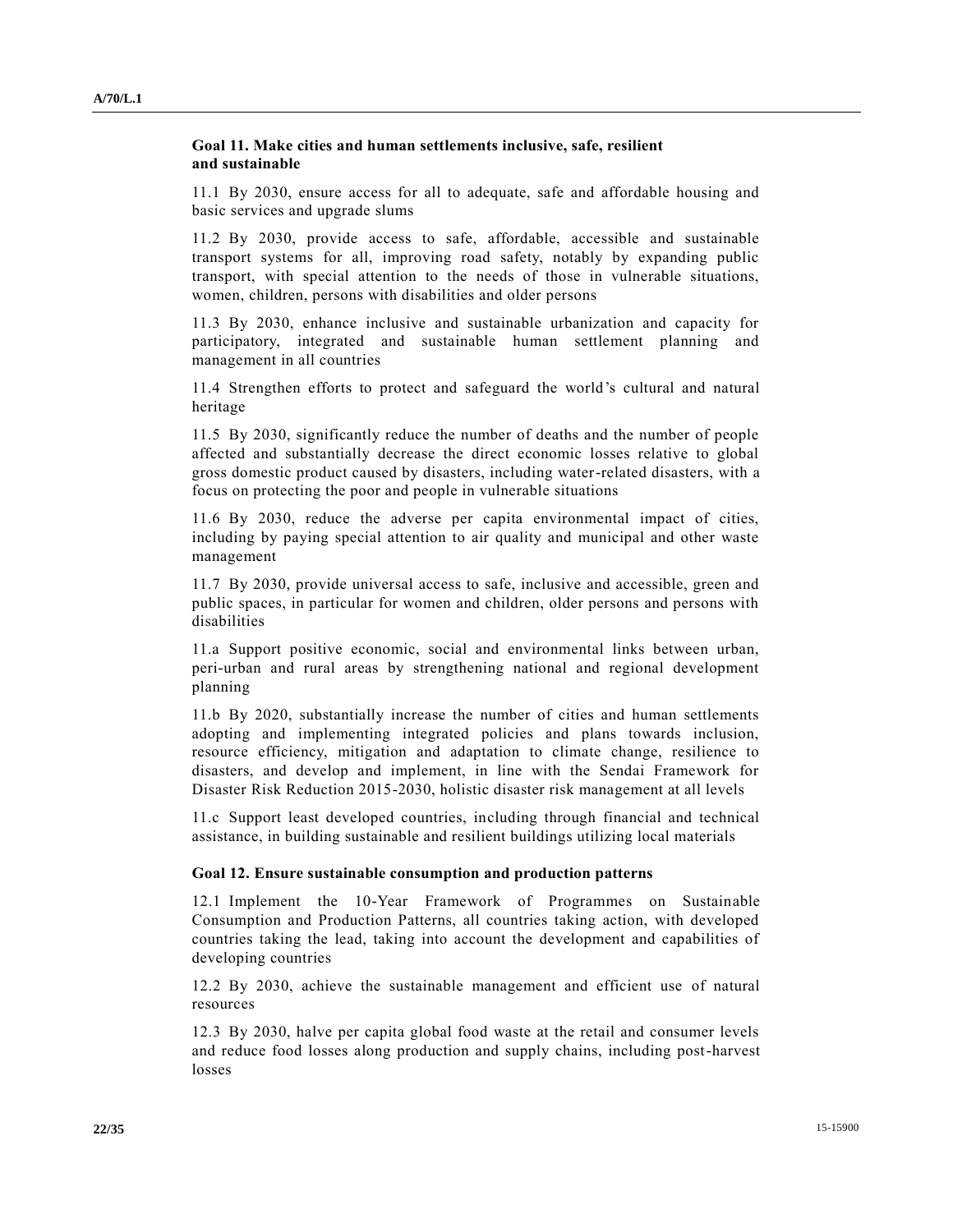**Goal 11. Make cities and human settlements inclusive, safe, resilient and sustainable**

11.1 By 2030, ensure access for all to adequate, safe and affordable housing and basic services and upgrade slums

11.2 By 2030, provide access to safe, affordable, accessible and sustainable transport systems for all, improving road safety, notably by expanding public transport, with special attention to the needs of those in vulnerable situations, women, children, persons with disabilities and older persons

11.3 By 2030, enhance inclusive and sustainable urbanization and capacity for participatory, integrated and sustainable human settlement planning and management in all countries

11.4 Strengthen efforts to protect and safeguard the world's cultural and natural heritage

11.5 By 2030, significantly reduce the number of deaths and the number of people affected and substantially decrease the direct economic losses relative to global gross domestic product caused by disasters, including water-related disasters, with a focus on protecting the poor and people in vulnerable situations

11.6 By 2030, reduce the adverse per capita environmental impact of cities, including by paying special attention to air quality and municipal and other waste management

11.7 By 2030, provide universal access to safe, inclusive and accessible, green and public spaces, in particular for women and children, older persons and persons with disabilities

11.a Support positive economic, social and environmental links between urban, peri-urban and rural areas by strengthening national and regional development planning

11.b By 2020, substantially increase the number of cities and human settlements adopting and implementing integrated policies and plans towards inclusion, resource efficiency, mitigation and adaptation to climate change, resilience to disasters, and develop and implement, in line with the Sendai Framework for Disaster Risk Reduction 2015-2030, holistic disaster risk management at all levels

11.c Support least developed countries, including through financial and technical assistance, in building sustainable and resilient buildings utilizing local materials

**Goal 12. Ensure sustainable consumption and production patterns**

12.1 Implement the 10-Year Framework of Programmes on Sustainable Consumption and Production Patterns, all countries taking action, with developed countries taking the lead, taking into account the development and capabilities of developing countries

12.2 By 2030, achieve the sustainable management and efficient use of natural resources

12.3 By 2030, halve per capita global food waste at the retail and consumer levels and reduce food losses along production and supply chains, including post-harvest losses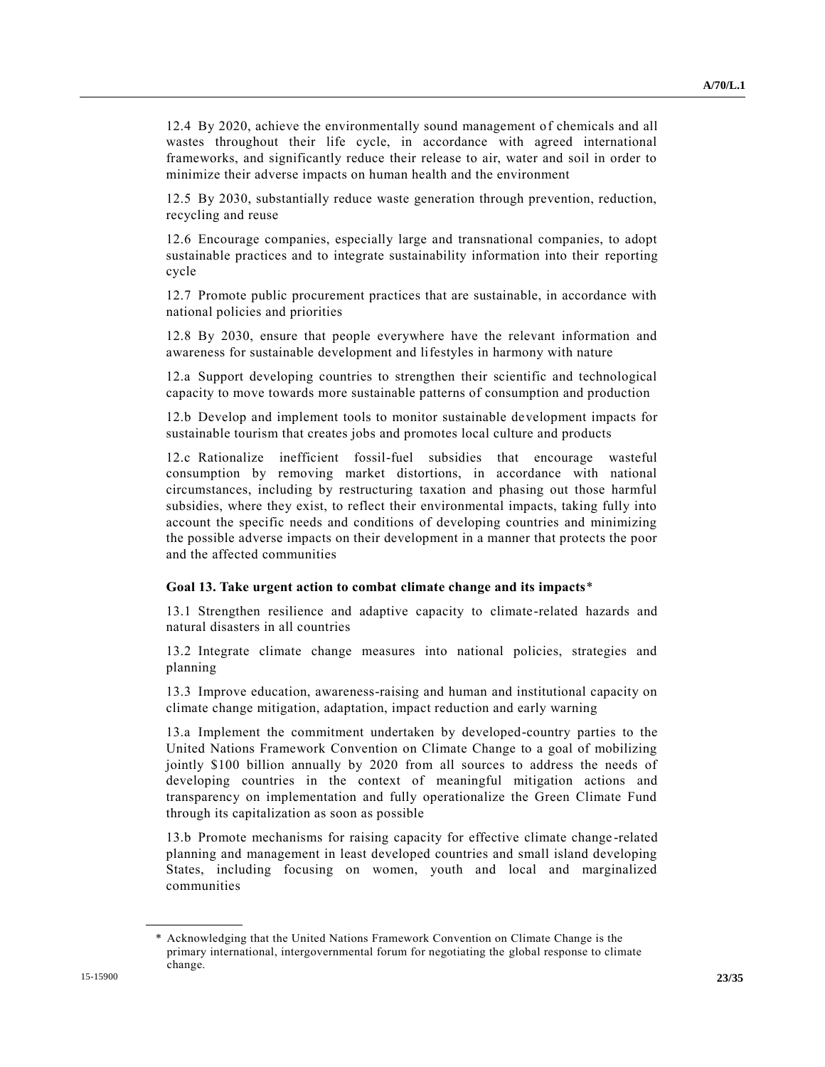12.4 By 2020, achieve the environmentally sound management of chemicals and all wastes throughout their life cycle, in accordance with agreed international frameworks, and significantly reduce their release to air, water and soil in order to minimize their adverse impacts on human health and the environment

12.5 By 2030, substantially reduce waste generation through prevention, reduction, recycling and reuse

12.6 Encourage companies, especially large and transnational companies, to adopt sustainable practices and to integrate sustainability information into their reporting cycle

12.7 Promote public procurement practices that are sustainable, in accordance with national policies and priorities

12.8 By 2030, ensure that people everywhere have the relevant information and awareness for sustainable development and lifestyles in harmony with nature

12.a Support developing countries to strengthen their scientific and technological capacity to move towards more sustainable patterns of consumption and production

12.b Develop and implement tools to monitor sustainable development impacts for sustainable tourism that creates jobs and promotes local culture and products

12.c Rationalize inefficient fossil-fuel subsidies that encourage wasteful consumption by removing market distortions, in accordance with national circumstances, including by restructuring taxation and phasing out those harmful subsidies, where they exist, to reflect their environmental impacts, taking fully into account the specific needs and conditions of developing countries and minimizing the possible adverse impacts on their development in a manner that protects the poor and the affected communities

**Goal 13. Take urgent action to combat climate change and its impacts***

13.1 Strengthen resilience and adaptive capacity to climate-related hazards and natural disasters in all countries

13.2 Integrate climate change measures into national policies, strategies and planning

13.3 Improve education, awareness-raising and human and institutional capacity on climate change mitigation, adaptation, impact reduction and early warning

13.a Implement the commitment undertaken by developed-country parties to the United Nations Framework Convention on Climate Change to a goal of mobilizing jointly $100 billion annually by 2020 from all sources to address the needs of developing countries in the context of meaningful mitigation actions and transparency on implementation and fully operationalize the Green Climate Fund through its capitalization as soon as possible

13.b Promote mechanisms for raising capacity for effective climate change-related planning and management in least developed countries and small island developing States, including focusing on women, youth and local and marginalized communities

---

\* Acknowledging that the United Nations Framework Convention on Climate Change is the primary international, intergovernmental forum for negotiating the global response to climate change.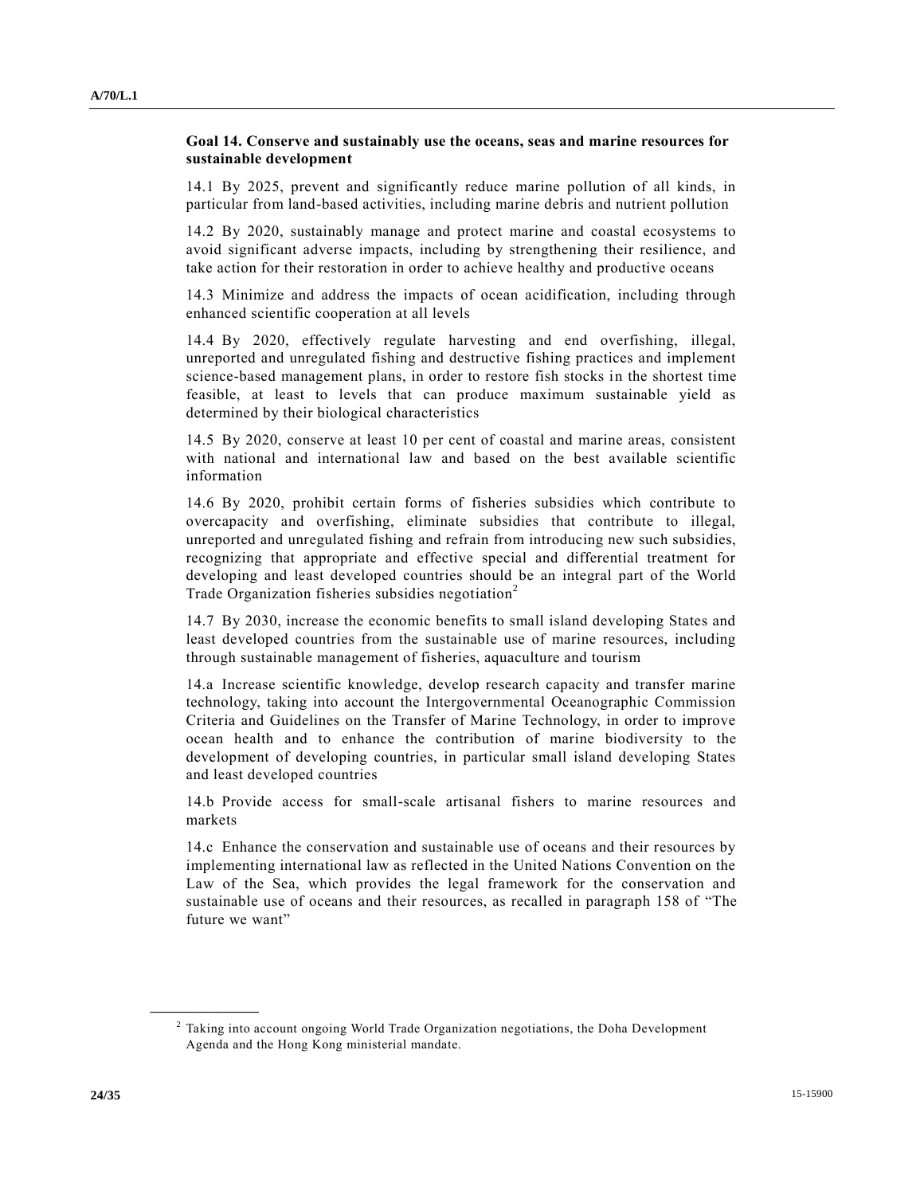**Goal 14. Conserve and sustainably use the oceans, seas and marine resources for sustainable development**

14.1 By 2025, prevent and significantly reduce marine pollution of all kinds, in particular from land-based activities, including marine debris and nutrient pollution

14.2 By 2020, sustainably manage and protect marine and coastal ecosystems to avoid significant adverse impacts, including by strengthening their resilience, and take action for their restoration in order to achieve healthy and productive oceans

14.3 Minimize and address the impacts of ocean acidification, including through enhanced scientific cooperation at all levels

14.4 By 2020, effectively regulate harvesting and end overfishing, illegal, unreported and unregulated fishing and destructive fishing practices and implement science-based management plans, in order to restore fish stocks in the shortest time feasible, at least to levels that can produce maximum sustainable yield as determined by their biological characteristics

14.5 By 2020, conserve at least 10 per cent of coastal and marine areas, consistent with national and international law and based on the best available scientific information

14.6 By 2020, prohibit certain forms of fisheries subsidies which contribute to overcapacity and overfishing, eliminate subsidies that contribute to illegal, unreported and unregulated fishing and refrain from introducing new such subsidies, recognizing that appropriate and effective special and differential treatment for developing and least developed countries should be an integral part of the World Trade Organization fisheries subsidies negotiation[2]

14.7 By 2030, increase the economic benefits to small island developing States and least developed countries from the sustainable use of marine resources, including through sustainable management of fisheries, aquaculture and tourism

14.a Increase scientific knowledge, develop research capacity and transfer marine technology, taking into account the Intergovernmental Oceanographic Commission Criteria and Guidelines on the Transfer of Marine Technology, in order to improve ocean health and to enhance the contribution of marine biodiversity to the development of developing countries, in particular small island developing States and least developed countries

14.b Provide access for small-scale artisanal fishers to marine resources and markets

14.c Enhance the conservation and sustainable use of oceans and their resources by implementing international law as reflected in the United Nations Convention on the Law of the Sea, which provides the legal framework for the conservation and sustainable use of oceans and their resources, as recalled in paragraph 158 of "The future we want"

---

[2] Taking into account ongoing World Trade Organization negotiations, the Doha Development Agenda and the Hong Kong ministerial mandate.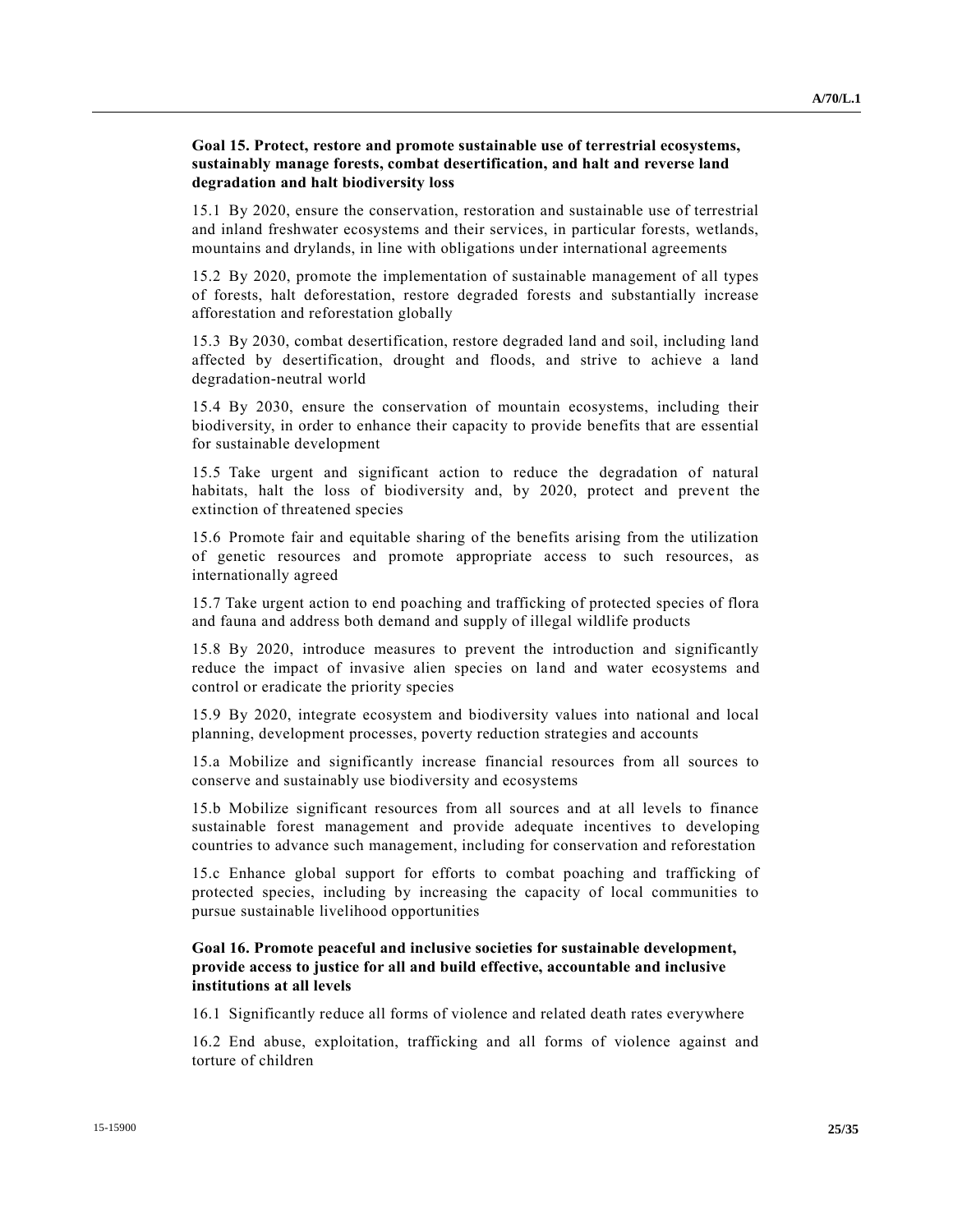**Goal 15. Protect, restore and promote sustainable use of terrestrial ecosystems, sustainably manage forests, combat desertification, and halt and reverse land degradation and halt biodiversity loss**

15.1 By 2020, ensure the conservation, restoration and sustainable use of terrestrial and inland freshwater ecosystems and their services, in particular forests, wetlands, mountains and drylands, in line with obligations under international agreements

15.2 By 2020, promote the implementation of sustainable management of all types of forests, halt deforestation, restore degraded forests and substantially increase afforestation and reforestation globally

15.3 By 2030, combat desertification, restore degraded land and soil, including land affected by desertification, drought and floods, and strive to achieve a land degradation-neutral world

15.4 By 2030, ensure the conservation of mountain ecosystems, including their biodiversity, in order to enhance their capacity to provide benefits that are essential for sustainable development

15.5 Take urgent and significant action to reduce the degradation of natural habitats, halt the loss of biodiversity and, by 2020, protect and prevent the extinction of threatened species

15.6 Promote fair and equitable sharing of the benefits arising from the utilization of genetic resources and promote appropriate access to such resources, as internationally agreed

15.7 Take urgent action to end poaching and trafficking of protected species of flora and fauna and address both demand and supply of illegal wildlife products

15.8 By 2020, introduce measures to prevent the introduction and significantly reduce the impact of invasive alien species on land and water ecosystems and control or eradicate the priority species

15.9 By 2020, integrate ecosystem and biodiversity values into national and local planning, development processes, poverty reduction strategies and accounts

15.a Mobilize and significantly increase financial resources from all sources to conserve and sustainably use biodiversity and ecosystems

15.b Mobilize significant resources from all sources and at all levels to finance sustainable forest management and provide adequate incentives to developing countries to advance such management, including for conservation and reforestation

15.c Enhance global support for efforts to combat poaching and trafficking of protected species, including by increasing the capacity of local communities to pursue sustainable livelihood opportunities

**Goal 16. Promote peaceful and inclusive societies for sustainable development, provide access to justice for all and build effective, accountable and inclusive institutions at all levels**

16.1 Significantly reduce all forms of violence and related death rates everywhere

16.2 End abuse, exploitation, trafficking and all forms of violence against and torture of children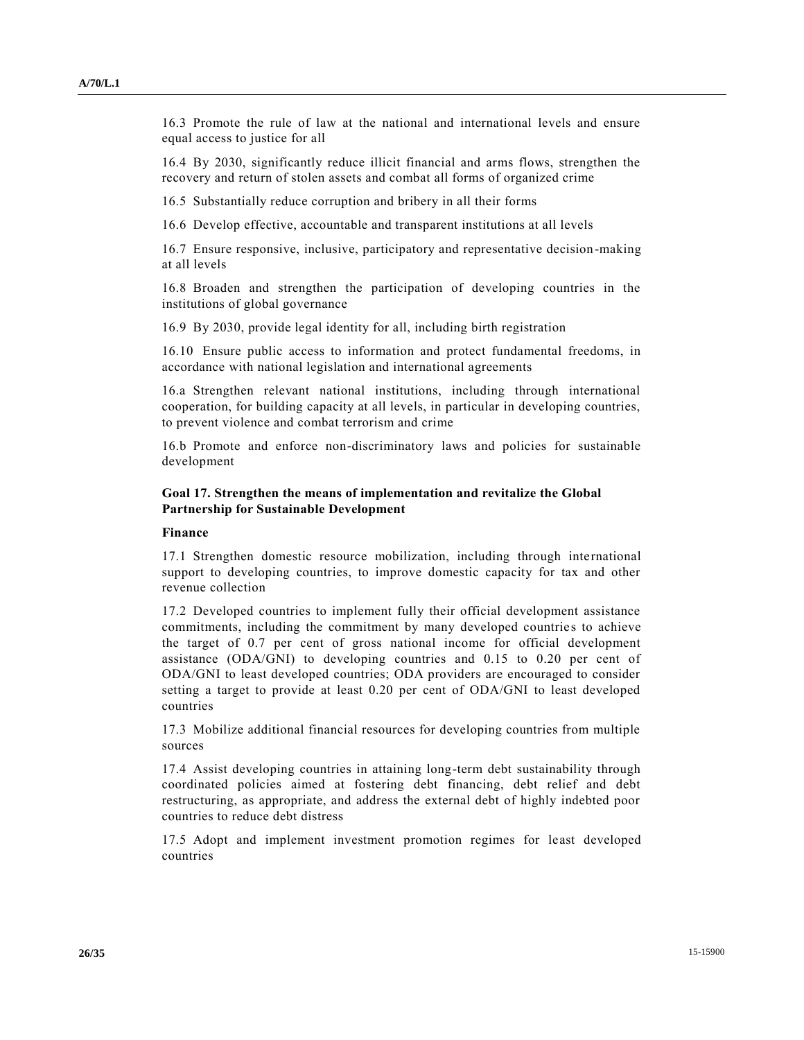16.3 Promote the rule of law at the national and international levels and ensure equal access to justice for all

16.4 By 2030, significantly reduce illicit financial and arms flows, strengthen the recovery and return of stolen assets and combat all forms of organized crime

16.5 Substantially reduce corruption and bribery in all their forms

16.6 Develop effective, accountable and transparent institutions at all levels

16.7 Ensure responsive, inclusive, participatory and representative decision-making at all levels

16.8 Broaden and strengthen the participation of developing countries in the institutions of global governance

16.9 By 2030, provide legal identity for all, including birth registration

16.10 Ensure public access to information and protect fundamental freedoms, in accordance with national legislation and international agreements

16.a Strengthen relevant national institutions, including through international cooperation, for building capacity at all levels, in particular in developing countries, to prevent violence and combat terrorism and crime

16.b Promote and enforce non-discriminatory laws and policies for sustainable development

### Goal 17. Strengthen the means of implementation and revitalize the Global Partnership for Sustainable Development

#### Finance

17.1 Strengthen domestic resource mobilization, including through international support to developing countries, to improve domestic capacity for tax and other revenue collection

17.2 Developed countries to implement fully their official development assistance commitments, including the commitment by many developed countries to achieve the target of 0.7 per cent of gross national income for official development assistance (ODA/GNI) to developing countries and 0.15 to 0.20 per cent of ODA/GNI to least developed countries; ODA providers are encouraged to consider setting a target to provide at least 0.20 per cent of ODA/GNI to least developed countries

17.3 Mobilize additional financial resources for developing countries from multiple sources

17.4 Assist developing countries in attaining long-term debt sustainability through coordinated policies aimed at fostering debt financing, debt relief and debt restructuring, as appropriate, and address the external debt of highly indebted poor countries to reduce debt distress

17.5 Adopt and implement investment promotion regimes for least developed countries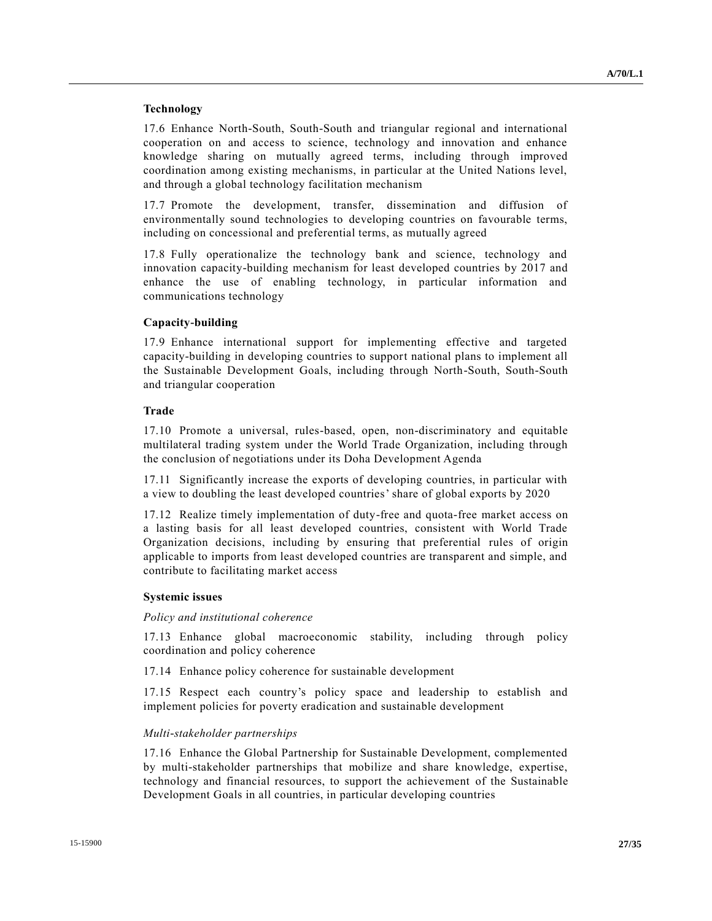**Technology**

17.6 Enhance North-South, South-South and triangular regional and international cooperation on and access to science, technology and innovation and enhance knowledge sharing on mutually agreed terms, including through improved coordination among existing mechanisms, in particular at the United Nations level, and through a global technology facilitation mechanism

17.7 Promote the development, transfer, dissemination and diffusion of environmentally sound technologies to developing countries on favourable terms, including on concessional and preferential terms, as mutually agreed

17.8 Fully operationalize the technology bank and science, technology and innovation capacity-building mechanism for least developed countries by 2017 and enhance the use of enabling technology, in particular information and communications technology

**Capacity-building**

17.9 Enhance international support for implementing effective and targeted capacity-building in developing countries to support national plans to implement all the Sustainable Development Goals, including through North-South, South-South and triangular cooperation

**Trade**

17.10 Promote a universal, rules-based, open, non-discriminatory and equitable multilateral trading system under the World Trade Organization, including through the conclusion of negotiations under its Doha Development Agenda

17.11 Significantly increase the exports of developing countries, in particular with a view to doubling the least developed countries' share of global exports by 2020

17.12 Realize timely implementation of duty-free and quota-free market access on a lasting basis for all least developed countries, consistent with World Trade Organization decisions, including by ensuring that preferential rules of origin applicable to imports from least developed countries are transparent and simple, and contribute to facilitating market access

**Systemic issues**

*Policy and institutional coherence*

17.13 Enhance global macroeconomic stability, including through policy coordination and policy coherence

17.14 Enhance policy coherence for sustainable development

17.15 Respect each country's policy space and leadership to establish and implement policies for poverty eradication and sustainable development

*Multi-stakeholder partnerships*

17.16 Enhance the Global Partnership for Sustainable Development, complemented by multi-stakeholder partnerships that mobilize and share knowledge, expertise, technology and financial resources, to support the achievement of the Sustainable Development Goals in all countries, in particular developing countries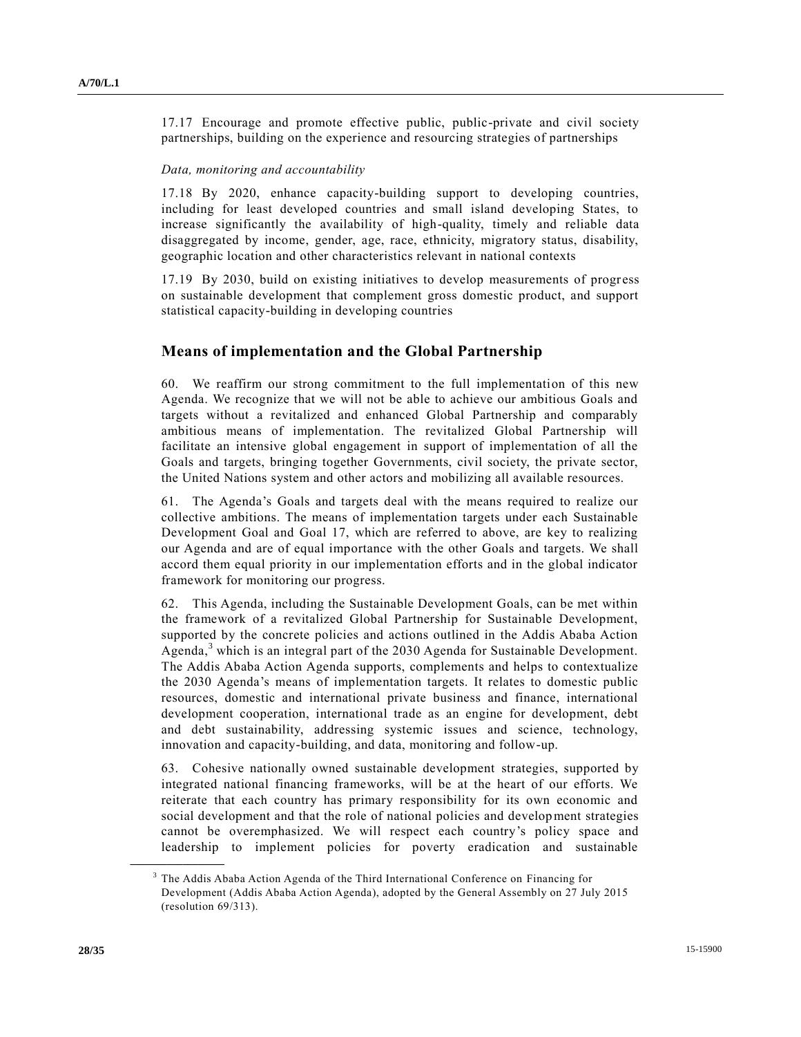17.17 Encourage and promote effective public, public-private and civil society partnerships, building on the experience and resourcing strategies of partnerships

*Data, monitoring and accountability*

17.18 By 2020, enhance capacity-building support to developing countries, including for least developed countries and small island developing States, to increase significantly the availability of high-quality, timely and reliable data disaggregated by income, gender, age, race, ethnicity, migratory status, disability, geographic location and other characteristics relevant in national contexts

17.19 By 2030, build on existing initiatives to develop measurements of progress on sustainable development that complement gross domestic product, and support statistical capacity-building in developing countries

## Means of implementation and the Global Partnership

60. We reaffirm our strong commitment to the full implementation of this new Agenda. We recognize that we will not be able to achieve our ambitious Goals and targets without a revitalized and enhanced Global Partnership and comparably ambitious means of implementation. The revitalized Global Partnership will facilitate an intensive global engagement in support of implementation of all the Goals and targets, bringing together Governments, civil society, the private sector, the United Nations system and other actors and mobilizing all available resources.

61. The Agenda's Goals and targets deal with the means required to realize our collective ambitions. The means of implementation targets under each Sustainable Development Goal and Goal 17, which are referred to above, are key to realizing our Agenda and are of equal importance with the other Goals and targets. We shall accord them equal priority in our implementation efforts and in the global indicator framework for monitoring our progress.

62. This Agenda, including the Sustainable Development Goals, can be met within the framework of a revitalized Global Partnership for Sustainable Development, supported by the concrete policies and actions outlined in the Addis Ababa Action Agenda,[3] which is an integral part of the 2030 Agenda for Sustainable Development. The Addis Ababa Action Agenda supports, complements and helps to contextualize the 2030 Agenda's means of implementation targets. It relates to domestic public resources, domestic and international private business and finance, international development cooperation, international trade as an engine for development, debt and debt sustainability, addressing systemic issues and science, technology, innovation and capacity-building, and data, monitoring and follow-up.

63. Cohesive nationally owned sustainable development strategies, supported by integrated national financing frameworks, will be at the heart of our efforts. We reiterate that each country has primary responsibility for its own economic and social development and that the role of national policies and development strategies cannot be overemphasized. We will respect each country's policy space and leadership to implement policies for poverty eradication and sustainable

---

[3] The Addis Ababa Action Agenda of the Third International Conference on Financing for Development (Addis Ababa Action Agenda), adopted by the General Assembly on 27 July 2015 (resolution 69/313).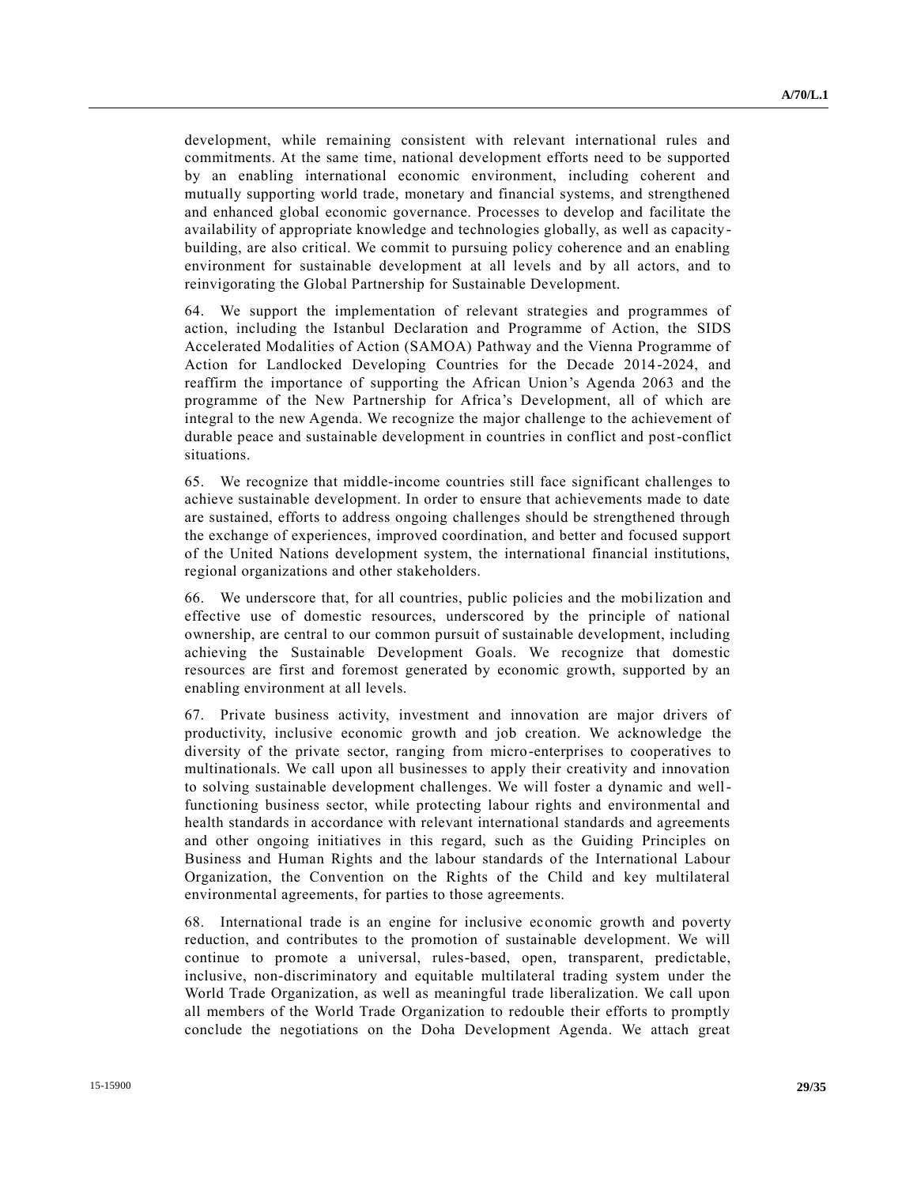development, while remaining consistent with relevant international rules and commitments. At the same time, national development efforts need to be supported by an enabling international economic environment, including coherent and mutually supporting world trade, monetary and financial systems, and strengthened and enhanced global economic governance. Processes to develop and facilitate the availability of appropriate knowledge and technologies globally, as well as capacity-building, are also critical. We commit to pursuing policy coherence and an enabling environment for sustainable development at all levels and by all actors, and to reinvigorating the Global Partnership for Sustainable Development.

64. We support the implementation of relevant strategies and programmes of action, including the Istanbul Declaration and Programme of Action, the SIDS Accelerated Modalities of Action (SAMOA) Pathway and the Vienna Programme of Action for Landlocked Developing Countries for the Decade 2014-2024, and reaffirm the importance of supporting the African Union's Agenda 2063 and the programme of the New Partnership for Africa's Development, all of which are integral to the new Agenda. We recognize the major challenge to the achievement of durable peace and sustainable development in countries in conflict and post-conflict situations.

65. We recognize that middle-income countries still face significant challenges to achieve sustainable development. In order to ensure that achievements made to date are sustained, efforts to address ongoing challenges should be strengthened through the exchange of experiences, improved coordination, and better and focused support of the United Nations development system, the international financial institutions, regional organizations and other stakeholders.

66. We underscore that, for all countries, public policies and the mobilization and effective use of domestic resources, underscored by the principle of national ownership, are central to our common pursuit of sustainable development, including achieving the Sustainable Development Goals. We recognize that domestic resources are first and foremost generated by economic growth, supported by an enabling environment at all levels.

67. Private business activity, investment and innovation are major drivers of productivity, inclusive economic growth and job creation. We acknowledge the diversity of the private sector, ranging from micro-enterprises to cooperatives to multinationals. We call upon all businesses to apply their creativity and innovation to solving sustainable development challenges. We will foster a dynamic and well-functioning business sector, while protecting labour rights and environmental and health standards in accordance with relevant international standards and agreements and other ongoing initiatives in this regard, such as the Guiding Principles on Business and Human Rights and the labour standards of the International Labour Organization, the Convention on the Rights of the Child and key multilateral environmental agreements, for parties to those agreements.

68. International trade is an engine for inclusive economic growth and poverty reduction, and contributes to the promotion of sustainable development. We will continue to promote a universal, rules-based, open, transparent, predictable, inclusive, non-discriminatory and equitable multilateral trading system under the World Trade Organization, as well as meaningful trade liberalization. We call upon all members of the World Trade Organization to redouble their efforts to promptly conclude the negotiations on the Doha Development Agenda. We attach great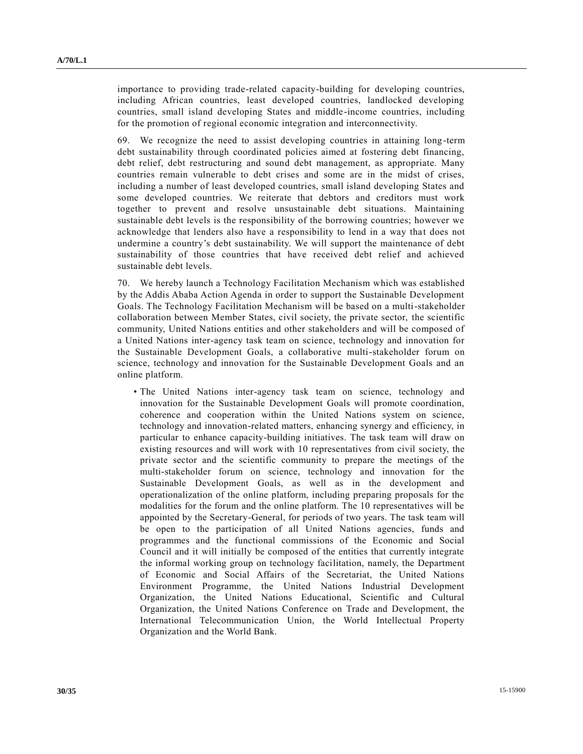importance to providing trade-related capacity-building for developing countries, including African countries, least developed countries, landlocked developing countries, small island developing States and middle-income countries, including for the promotion of regional economic integration and interconnectivity.

69. We recognize the need to assist developing countries in attaining long-term debt sustainability through coordinated policies aimed at fostering debt financing, debt relief, debt restructuring and sound debt management, as appropriate. Many countries remain vulnerable to debt crises and some are in the midst of crises, including a number of least developed countries, small island developing States and some developed countries. We reiterate that debtors and creditors must work together to prevent and resolve unsustainable debt situations. Maintaining sustainable debt levels is the responsibility of the borrowing countries; however we acknowledge that lenders also have a responsibility to lend in a way that does not undermine a country's debt sustainability. We will support the maintenance of debt sustainability of those countries that have received debt relief and achieved sustainable debt levels.

70. We hereby launch a Technology Facilitation Mechanism which was established by the Addis Ababa Action Agenda in order to support the Sustainable Development Goals. The Technology Facilitation Mechanism will be based on a multi-stakeholder collaboration between Member States, civil society, the private sector, the scientific community, United Nations entities and other stakeholders and will be composed of a United Nations inter-agency task team on science, technology and innovation for the Sustainable Development Goals, a collaborative multi-stakeholder forum on science, technology and innovation for the Sustainable Development Goals and an online platform.

- The United Nations inter-agency task team on science, technology and innovation for the Sustainable Development Goals will promote coordination, coherence and cooperation within the United Nations system on science, technology and innovation-related matters, enhancing synergy and efficiency, in particular to enhance capacity-building initiatives. The task team will draw on existing resources and will work with 10 representatives from civil society, the private sector and the scientific community to prepare the meetings of the multi-stakeholder forum on science, technology and innovation for the Sustainable Development Goals, as well as in the development and operationalization of the online platform, including preparing proposals for the modalities for the forum and the online platform. The 10 representatives will be appointed by the Secretary-General, for periods of two years. The task team will be open to the participation of all United Nations agencies, funds and programmes and the functional commissions of the Economic and Social Council and it will initially be composed of the entities that currently integrate the informal working group on technology facilitation, namely, the Department of Economic and Social Affairs of the Secretariat, the United Nations Environment Programme, the United Nations Industrial Development Organization, the United Nations Educational, Scientific and Cultural Organization, the United Nations Conference on Trade and Development, the International Telecommunication Union, the World Intellectual Property Organization and the World Bank.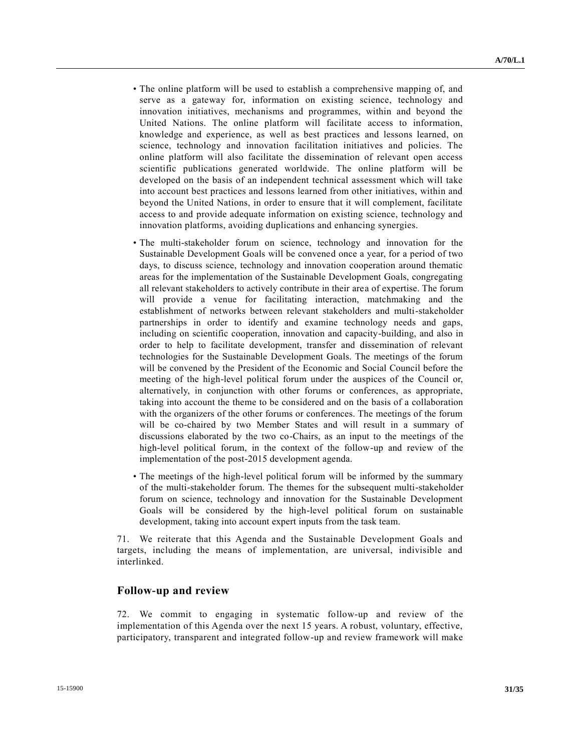- The online platform will be used to establish a comprehensive mapping of, and serve as a gateway for, information on existing science, technology and innovation initiatives, mechanisms and programmes, within and beyond the United Nations. The online platform will facilitate access to information, knowledge and experience, as well as best practices and lessons learned, on science, technology and innovation facilitation initiatives and policies. The online platform will also facilitate the dissemination of relevant open access scientific publications generated worldwide. The online platform will be developed on the basis of an independent technical assessment which will take into account best practices and lessons learned from other initiatives, within and beyond the United Nations, in order to ensure that it will complement, facilitate access to and provide adequate information on existing science, technology and innovation platforms, avoiding duplications and enhancing synergies.
- The multi-stakeholder forum on science, technology and innovation for the Sustainable Development Goals will be convened once a year, for a period of two days, to discuss science, technology and innovation cooperation around thematic areas for the implementation of the Sustainable Development Goals, congregating all relevant stakeholders to actively contribute in their area of expertise. The forum will provide a venue for facilitating interaction, matchmaking and the establishment of networks between relevant stakeholders and multi-stakeholder partnerships in order to identify and examine technology needs and gaps, including on scientific cooperation, innovation and capacity-building, and also in order to help to facilitate development, transfer and dissemination of relevant technologies for the Sustainable Development Goals. The meetings of the forum will be convened by the President of the Economic and Social Council before the meeting of the high-level political forum under the auspices of the Council or, alternatively, in conjunction with other forums or conferences, as appropriate, taking into account the theme to be considered and on the basis of a collaboration with the organizers of the other forums or conferences. The meetings of the forum will be co-chaired by two Member States and will result in a summary of discussions elaborated by the two co-Chairs, as an input to the meetings of the high-level political forum, in the context of the follow-up and review of the implementation of the post-2015 development agenda.
- The meetings of the high-level political forum will be informed by the summary of the multi-stakeholder forum. The themes for the subsequent multi-stakeholder forum on science, technology and innovation for the Sustainable Development Goals will be considered by the high-level political forum on sustainable development, taking into account expert inputs from the task team.

71. We reiterate that this Agenda and the Sustainable Development Goals and targets, including the means of implementation, are universal, indivisible and interlinked.

## Follow-up and review

72. We commit to engaging in systematic follow-up and review of the implementation of this Agenda over the next 15 years. A robust, voluntary, effective, participatory, transparent and integrated follow-up and review framework will make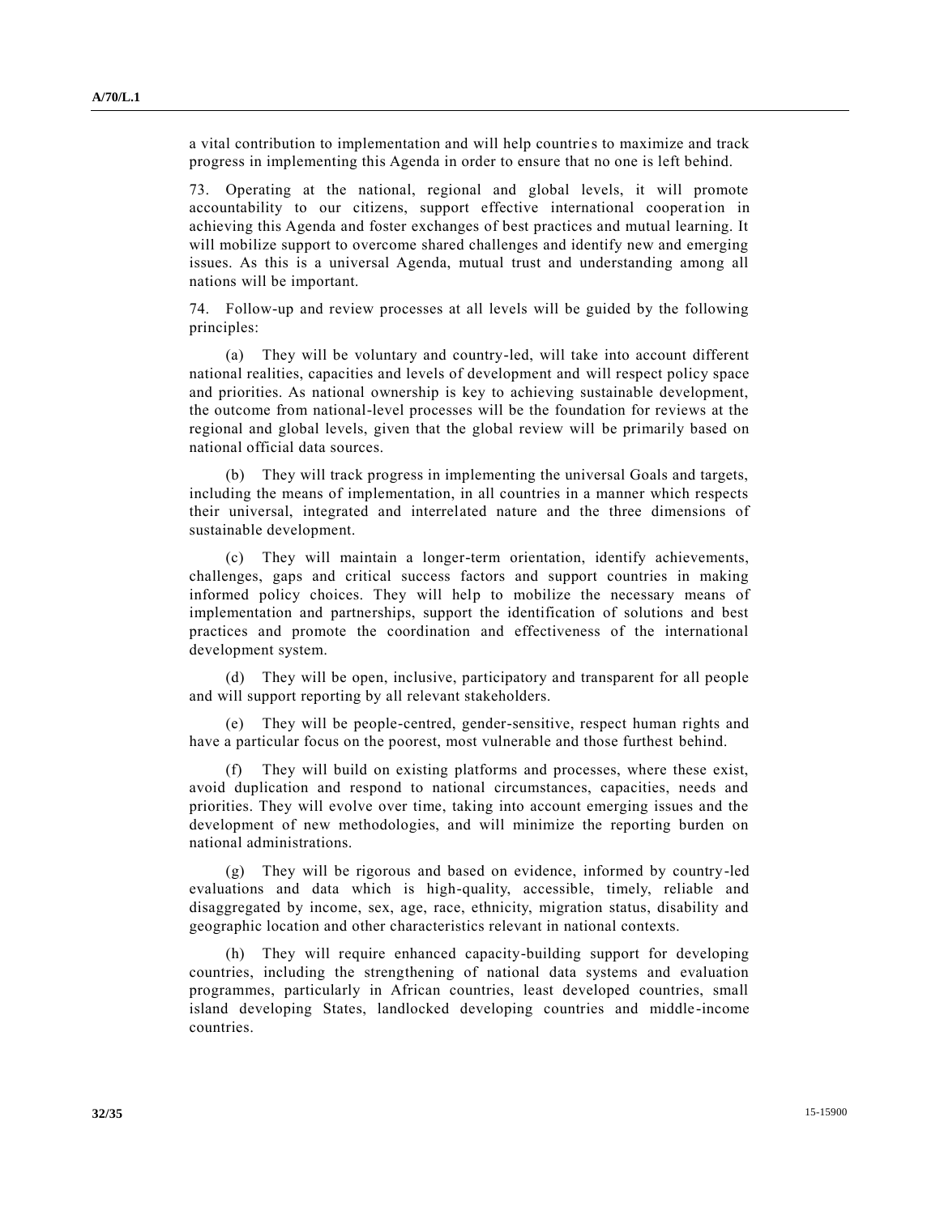a vital contribution to implementation and will help countries to maximize and track progress in implementing this Agenda in order to ensure that no one is left behind.

73. Operating at the national, regional and global levels, it will promote accountability to our citizens, support effective international cooperation in achieving this Agenda and foster exchanges of best practices and mutual learning. It will mobilize support to overcome shared challenges and identify new and emerging issues. As this is a universal Agenda, mutual trust and understanding among all nations will be important.

74. Follow-up and review processes at all levels will be guided by the following principles:

(a) They will be voluntary and country-led, will take into account different national realities, capacities and levels of development and will respect policy space and priorities. As national ownership is key to achieving sustainable development, the outcome from national-level processes will be the foundation for reviews at the regional and global levels, given that the global review will be primarily based on national official data sources.

(b) They will track progress in implementing the universal Goals and targets, including the means of implementation, in all countries in a manner which respects their universal, integrated and interrelated nature and the three dimensions of sustainable development.

(c) They will maintain a longer-term orientation, identify achievements, challenges, gaps and critical success factors and support countries in making informed policy choices. They will help to mobilize the necessary means of implementation and partnerships, support the identification of solutions and best practices and promote the coordination and effectiveness of the international development system.

(d) They will be open, inclusive, participatory and transparent for all people and will support reporting by all relevant stakeholders.

(e) They will be people-centred, gender-sensitive, respect human rights and have a particular focus on the poorest, most vulnerable and those furthest behind.

(f) They will build on existing platforms and processes, where these exist, avoid duplication and respond to national circumstances, capacities, needs and priorities. They will evolve over time, taking into account emerging issues and the development of new methodologies, and will minimize the reporting burden on national administrations.

(g) They will be rigorous and based on evidence, informed by country-led evaluations and data which is high-quality, accessible, timely, reliable and disaggregated by income, sex, age, race, ethnicity, migration status, disability and geographic location and other characteristics relevant in national contexts.

(h) They will require enhanced capacity-building support for developing countries, including the strengthening of national data systems and evaluation programmes, particularly in African countries, least developed countries, small island developing States, landlocked developing countries and middle-income countries.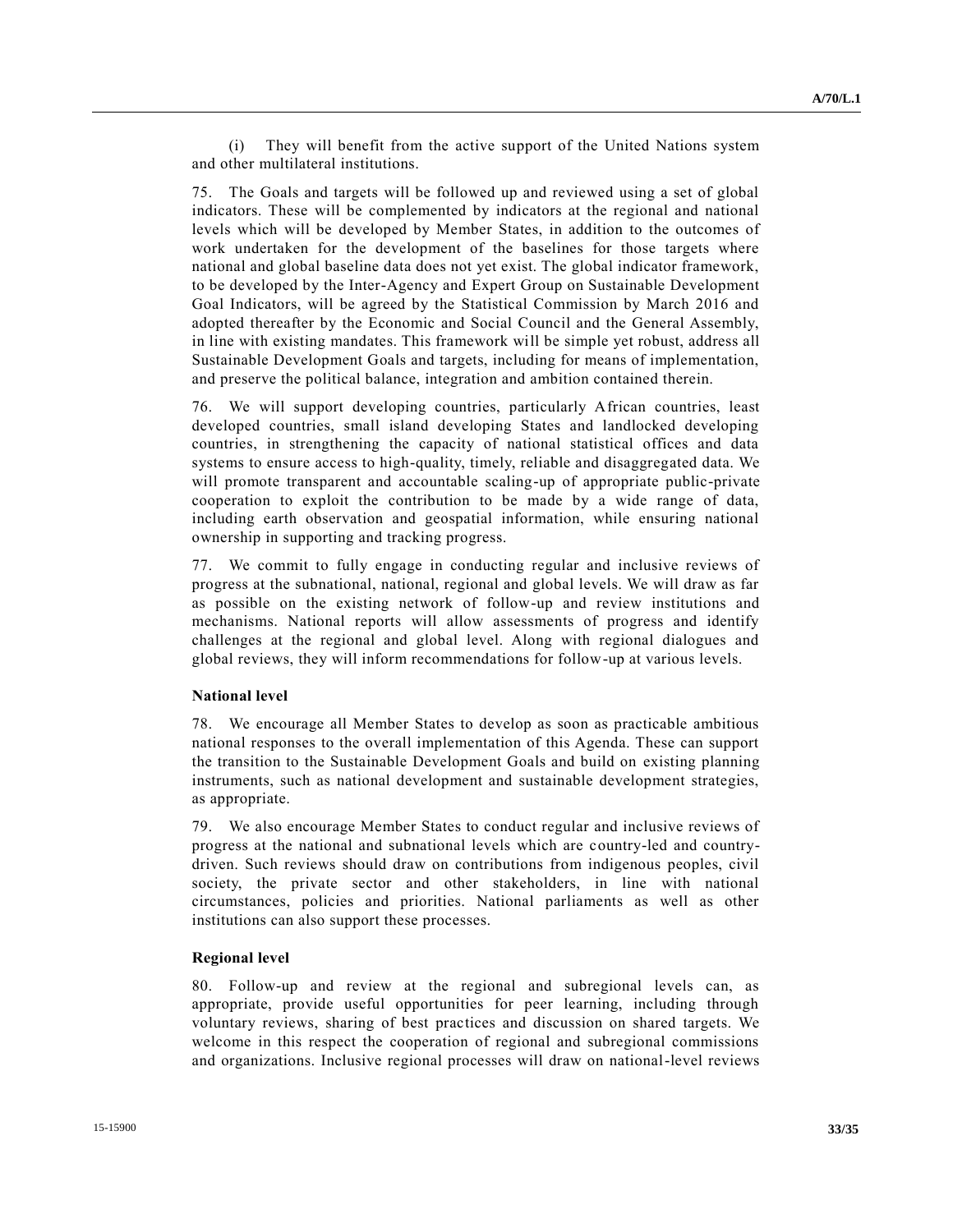(i) They will benefit from the active support of the United Nations system and other multilateral institutions.

75. The Goals and targets will be followed up and reviewed using a set of global indicators. These will be complemented by indicators at the regional and national levels which will be developed by Member States, in addition to the outcomes of work undertaken for the development of the baselines for those targets where national and global baseline data does not yet exist. The global indicator framework, to be developed by the Inter-Agency and Expert Group on Sustainable Development Goal Indicators, will be agreed by the Statistical Commission by March 2016 and adopted thereafter by the Economic and Social Council and the General Assembly, in line with existing mandates. This framework will be simple yet robust, address all Sustainable Development Goals and targets, including for means of implementation, and preserve the political balance, integration and ambition contained therein.

76. We will support developing countries, particularly African countries, least developed countries, small island developing States and landlocked developing countries, in strengthening the capacity of national statistical offices and data systems to ensure access to high-quality, timely, reliable and disaggregated data. We will promote transparent and accountable scaling-up of appropriate public-private cooperation to exploit the contribution to be made by a wide range of data, including earth observation and geospatial information, while ensuring national ownership in supporting and tracking progress.

77. We commit to fully engage in conducting regular and inclusive reviews of progress at the subnational, national, regional and global levels. We will draw as far as possible on the existing network of follow-up and review institutions and mechanisms. National reports will allow assessments of progress and identify challenges at the regional and global level. Along with regional dialogues and global reviews, they will inform recommendations for follow-up at various levels.

**National level**

78. We encourage all Member States to develop as soon as practicable ambitious national responses to the overall implementation of this Agenda. These can support the transition to the Sustainable Development Goals and build on existing planning instruments, such as national development and sustainable development strategies, as appropriate.

79. We also encourage Member States to conduct regular and inclusive reviews of progress at the national and subnational levels which are country-led and country-driven. Such reviews should draw on contributions from indigenous peoples, civil society, the private sector and other stakeholders, in line with national circumstances, policies and priorities. National parliaments as well as other institutions can also support these processes.

**Regional level**

80. Follow-up and review at the regional and subregional levels can, as appropriate, provide useful opportunities for peer learning, including through voluntary reviews, sharing of best practices and discussion on shared targets. We welcome in this respect the cooperation of regional and subregional commissions and organizations. Inclusive regional processes will draw on national-level reviews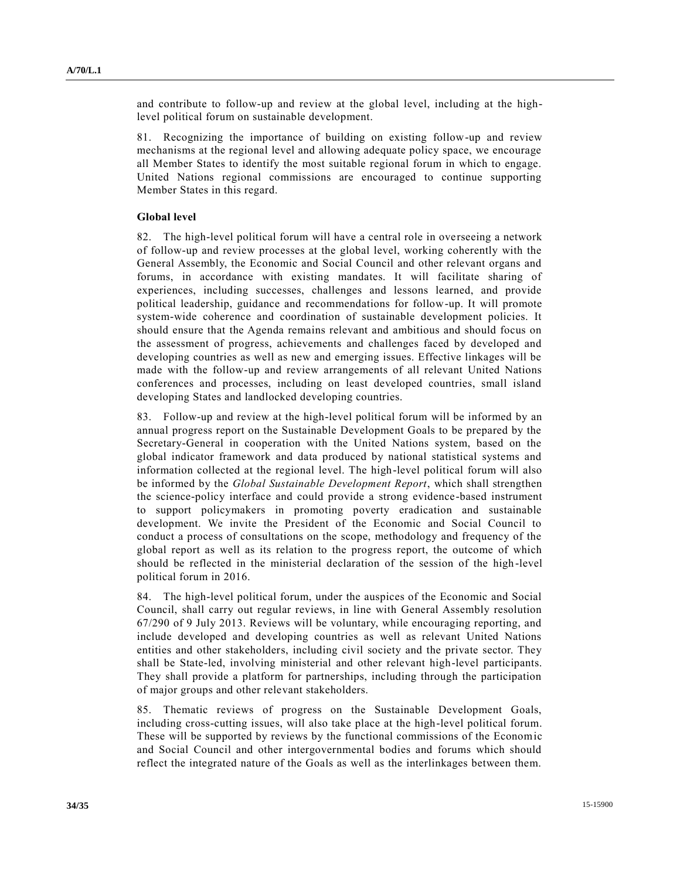and contribute to follow-up and review at the global level, including at the high-level political forum on sustainable development.

81. Recognizing the importance of building on existing follow-up and review mechanisms at the regional level and allowing adequate policy space, we encourage all Member States to identify the most suitable regional forum in which to engage. United Nations regional commissions are encouraged to continue supporting Member States in this regard.

**Global level**

82. The high-level political forum will have a central role in overseeing a network of follow-up and review processes at the global level, working coherently with the General Assembly, the Economic and Social Council and other relevant organs and forums, in accordance with existing mandates. It will facilitate sharing of experiences, including successes, challenges and lessons learned, and provide political leadership, guidance and recommendations for follow-up. It will promote system-wide coherence and coordination of sustainable development policies. It should ensure that the Agenda remains relevant and ambitious and should focus on the assessment of progress, achievements and challenges faced by developed and developing countries as well as new and emerging issues. Effective linkages will be made with the follow-up and review arrangements of all relevant United Nations conferences and processes, including on least developed countries, small island developing States and landlocked developing countries.

83. Follow-up and review at the high-level political forum will be informed by an annual progress report on the Sustainable Development Goals to be prepared by the Secretary-General in cooperation with the United Nations system, based on the global indicator framework and data produced by national statistical systems and information collected at the regional level. The high-level political forum will also be informed by the *Global Sustainable Development Report*, which shall strengthen the science-policy interface and could provide a strong evidence-based instrument to support policymakers in promoting poverty eradication and sustainable development. We invite the President of the Economic and Social Council to conduct a process of consultations on the scope, methodology and frequency of the global report as well as its relation to the progress report, the outcome of which should be reflected in the ministerial declaration of the session of the high-level political forum in 2016.

84. The high-level political forum, under the auspices of the Economic and Social Council, shall carry out regular reviews, in line with General Assembly resolution 67/290 of 9 July 2013. Reviews will be voluntary, while encouraging reporting, and include developed and developing countries as well as relevant United Nations entities and other stakeholders, including civil society and the private sector. They shall be State-led, involving ministerial and other relevant high-level participants. They shall provide a platform for partnerships, including through the participation of major groups and other relevant stakeholders.

85. Thematic reviews of progress on the Sustainable Development Goals, including cross-cutting issues, will also take place at the high-level political forum. These will be supported by reviews by the functional commissions of the Economic and Social Council and other intergovernmental bodies and forums which should reflect the integrated nature of the Goals as well as the interlinkages between them.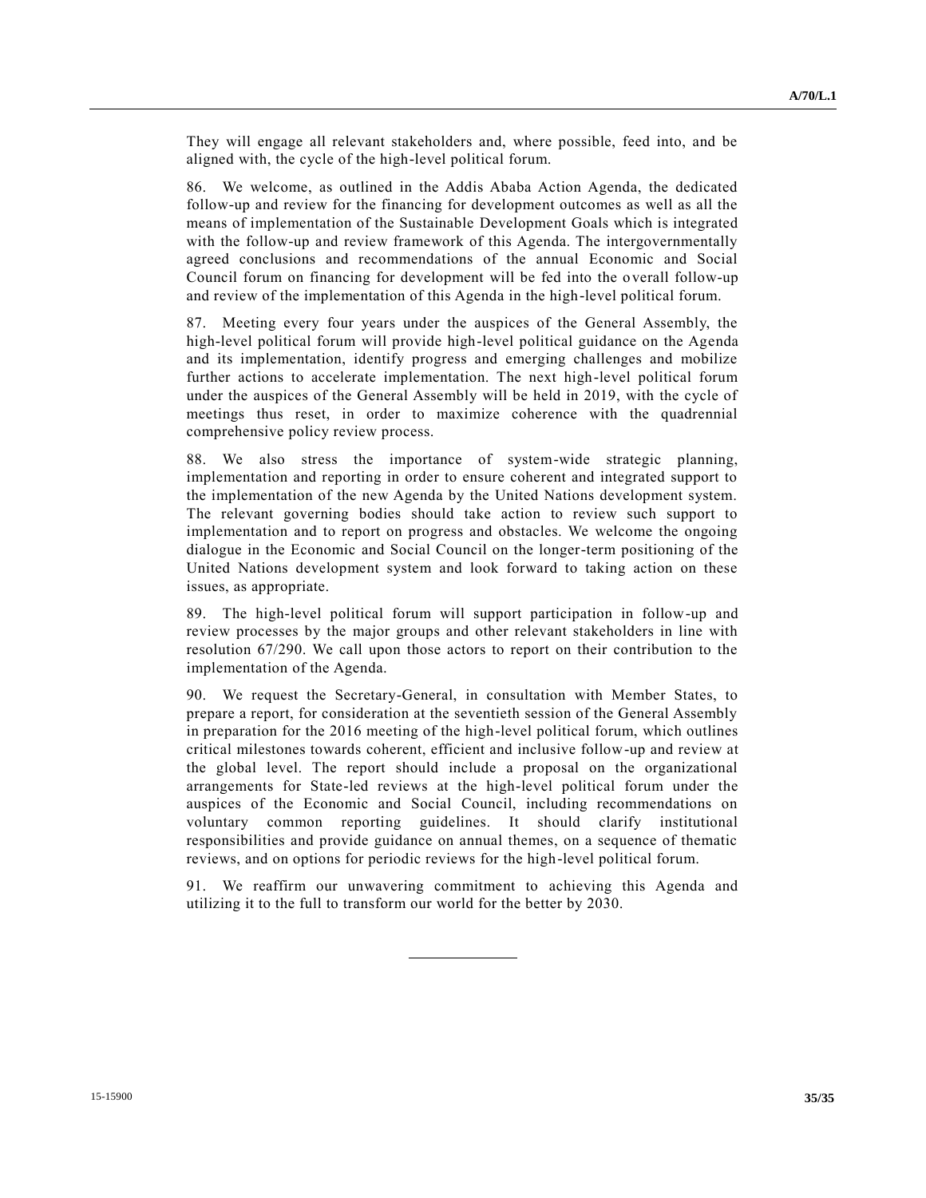They will engage all relevant stakeholders and, where possible, feed into, and be aligned with, the cycle of the high-level political forum.

86. We welcome, as outlined in the Addis Ababa Action Agenda, the dedicated follow-up and review for the financing for development outcomes as well as all the means of implementation of the Sustainable Development Goals which is integrated with the follow-up and review framework of this Agenda. The intergovernmentally agreed conclusions and recommendations of the annual Economic and Social Council forum on financing for development will be fed into the overall follow-up and review of the implementation of this Agenda in the high-level political forum.

87. Meeting every four years under the auspices of the General Assembly, the high-level political forum will provide high-level political guidance on the Agenda and its implementation, identify progress and emerging challenges and mobilize further actions to accelerate implementation. The next high-level political forum under the auspices of the General Assembly will be held in 2019, with the cycle of meetings thus reset, in order to maximize coherence with the quadrennial comprehensive policy review process.

88. We also stress the importance of system-wide strategic planning, implementation and reporting in order to ensure coherent and integrated support to the implementation of the new Agenda by the United Nations development system. The relevant governing bodies should take action to review such support to implementation and to report on progress and obstacles. We welcome the ongoing dialogue in the Economic and Social Council on the longer-term positioning of the United Nations development system and look forward to taking action on these issues, as appropriate.

89. The high-level political forum will support participation in follow-up and review processes by the major groups and other relevant stakeholders in line with resolution 67/290. We call upon those actors to report on their contribution to the implementation of the Agenda.

90. We request the Secretary-General, in consultation with Member States, to prepare a report, for consideration at the seventieth session of the General Assembly in preparation for the 2016 meeting of the high-level political forum, which outlines critical milestones towards coherent, efficient and inclusive follow-up and review at the global level. The report should include a proposal on the organizational arrangements for State-led reviews at the high-level political forum under the auspices of the Economic and Social Council, including recommendations on voluntary common reporting guidelines. It should clarify institutional responsibilities and provide guidance on annual themes, on a sequence of thematic reviews, and on options for periodic reviews for the high-level political forum.

91. We reaffirm our unwavering commitment to achieving this Agenda and utilizing it to the full to transform our world for the better by 2030.